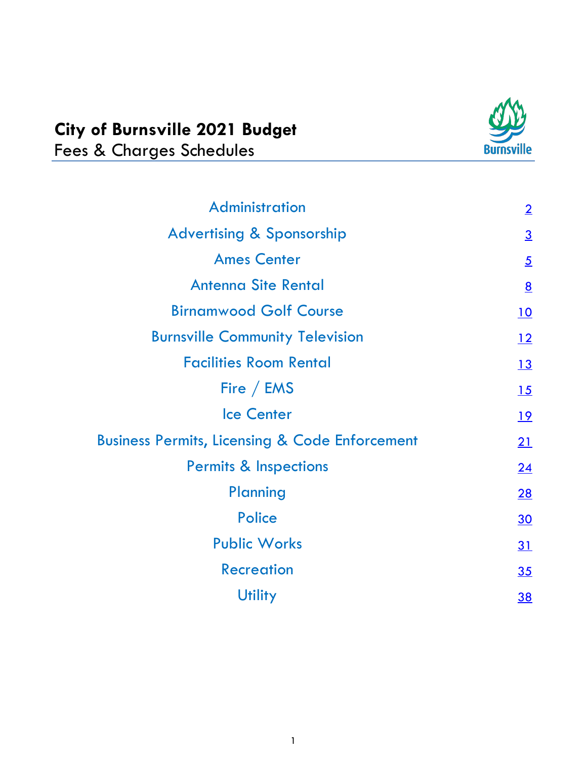# City of Burnsville 2021 Budget

## Fees & Charges Schedules

| Section | Page |
|---|---|
| Administration | 2 |
| Advertising & Sponsorship | 3 |
| Ames Center | 5 |
| Antenna Site Rental | 8 |
| Birnamwood Golf Course | 10 |
| Burnsville Community Television | 12 |
| Facilities Room Rental | 13 |
| Fire / EMS | 15 |
| Ice Center | 19 |
| Business Permits, Licensing & Code Enforcement | 21 |
| Permits & Inspections | 24 |
| Planning | 28 |
| Police | 30 |
| Public Works | 31 |
| Recreation | 35 |
| Utility | 38 |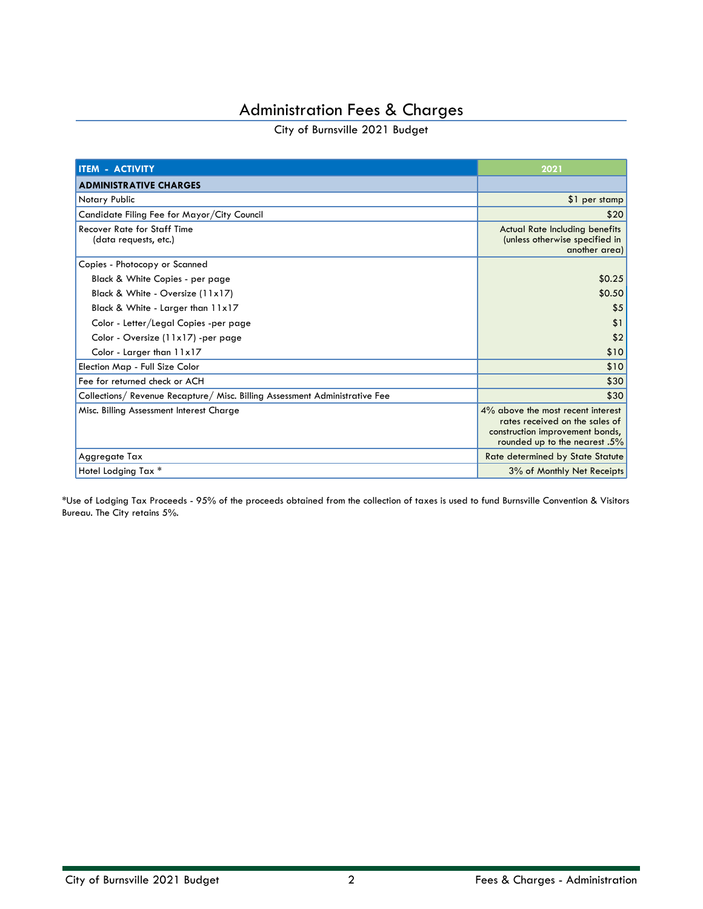# Administration Fees & Charges

City of Burnsville 2021 Budget

| ITEM - ACTIVITY | 2021 |
|---|---|
| **ADMINISTRATIVE CHARGES** | |
| Notary Public | $1 per stamp |
| Candidate Filing Fee for Mayor/City Council | $20 |
| Recover Rate for Staff Time (data requests, etc.) | Actual Rate Including benefits (unless otherwise specified in another area) |
| Copies - Photocopy or Scanned | |
| Black & White Copies - per page | $0.25 |
| Black & White - Oversize (11x17) | $0.50 |
| Black & White - Larger than 11x17 | $5 |
| Color - Letter/Legal Copies -per page | $1 |
| Color - Oversize (11x17) -per page | $2 |
| Color - Larger than 11x17 | $10 |
| Election Map - Full Size Color | $10 |
| Fee for returned check or ACH | $30 |
| Collections/ Revenue Recapture/ Misc. Billing Assessment Administrative Fee | $30 |
| Misc. Billing Assessment Interest Charge | 4% above the most recent interest rates received on the sales of construction improvement bonds, rounded up to the nearest .5% |
| Aggregate Tax | Rate determined by State Statute |
| Hotel Lodging Tax * | 3% of Monthly Net Receipts |

*Use of Lodging Tax Proceeds - 95% of the proceeds obtained from the collection of taxes is used to fund Burnsville Convention & Visitors Bureau. The City retains 5%.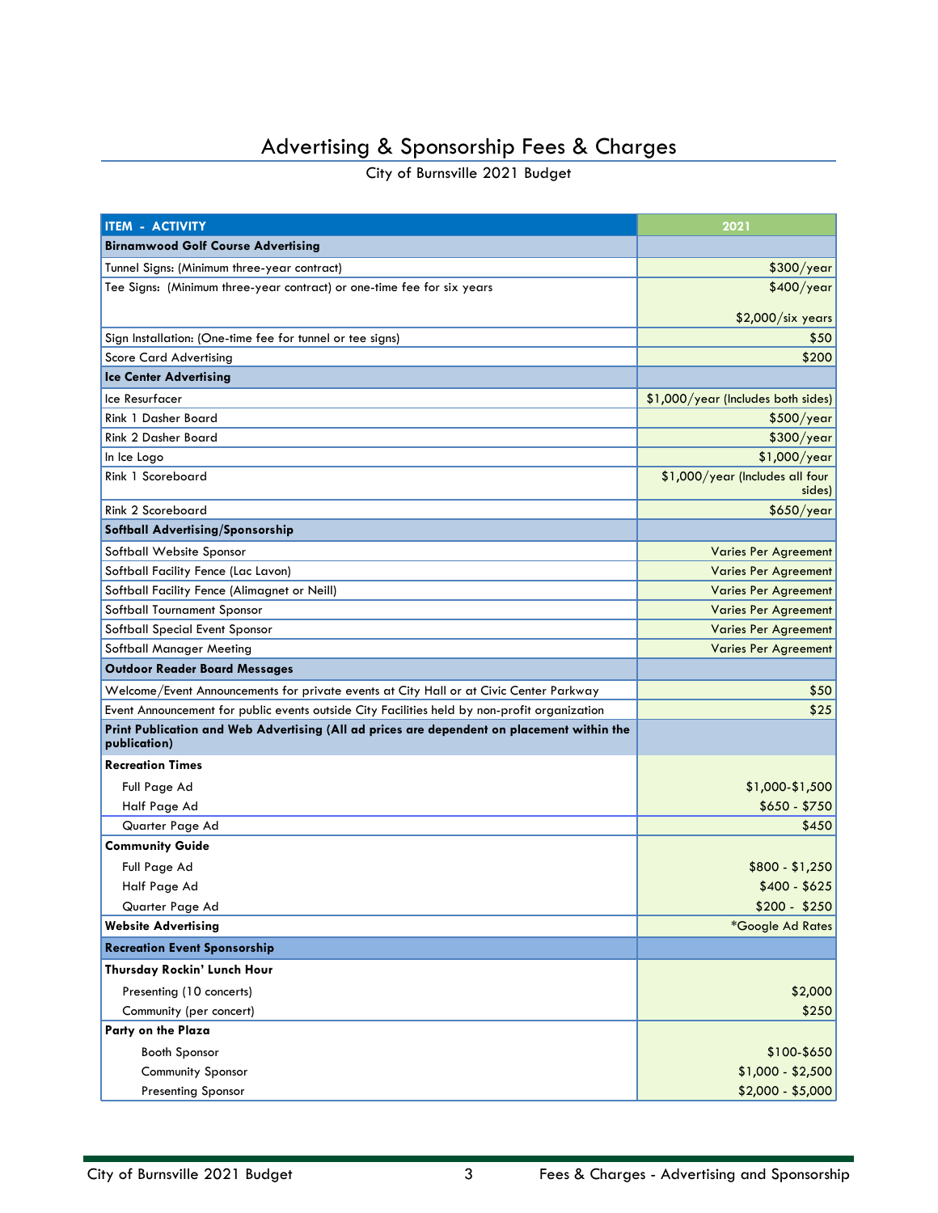# Advertising & Sponsorship Fees & Charges

City of Burnsville 2021 Budget

| ITEM - ACTIVITY | 2021 |
|---|---|
| **Birnamwood Golf Course Advertising** | |
| Tunnel Signs: (Minimum three-year contract) | $300/year |
| Tee Signs: (Minimum three-year contract) or one-time fee for six years | $400/year<br><br>$2,000/six years |
| Sign Installation: (One-time fee for tunnel or tee signs) | $50 |
| Score Card Advertising | $200 |
| **Ice Center Advertising** | |
| Ice Resurfacer | $1,000/year (Includes both sides) |
| Rink 1 Dasher Board | $500/year |
| Rink 2 Dasher Board | $300/year |
| In Ice Logo | $1,000/year |
| Rink 1 Scoreboard | $1,000/year (Includes all four sides) |
| Rink 2 Scoreboard | $650/year |
| **Softball Advertising/Sponsorship** | |
| Softball Website Sponsor | Varies Per Agreement |
| Softball Facility Fence (Lac Lavon) | Varies Per Agreement |
| Softball Facility Fence (Alimagnet or Neill) | Varies Per Agreement |
| Softball Tournament Sponsor | Varies Per Agreement |
| Softball Special Event Sponsor | Varies Per Agreement |
| Softball Manager Meeting | Varies Per Agreement |
| **Outdoor Reader Board Messages** | |
| Welcome/Event Announcements for private events at City Hall or at Civic Center Parkway | $50 |
| Event Announcement for public events outside City Facilities held by non-profit organization | $25 |
| **Print Publication and Web Advertising (All ad prices are dependent on placement within the publication)** | |
| **Recreation Times** | |
| Full Page Ad | $1,000-$1,500 |
| Half Page Ad | $650 - $750 |
| Quarter Page Ad | $450 |
| **Community Guide** | |
| Full Page Ad | $800 - $1,250 |
| Half Page Ad | $400 - $625 |
| Quarter Page Ad | $200 - $250 |
| **Website Advertising** | *Google Ad Rates |
| **Recreation Event Sponsorship** | |
| **Thursday Rockin' Lunch Hour** | |
| Presenting (10 concerts) | $2,000 |
| Community (per concert) | $250 |
| **Party on the Plaza** | |
| Booth Sponsor | $100-$650 |
| Community Sponsor | $1,000 - $2,500 |
| Presenting Sponsor | $2,000 - $5,000 |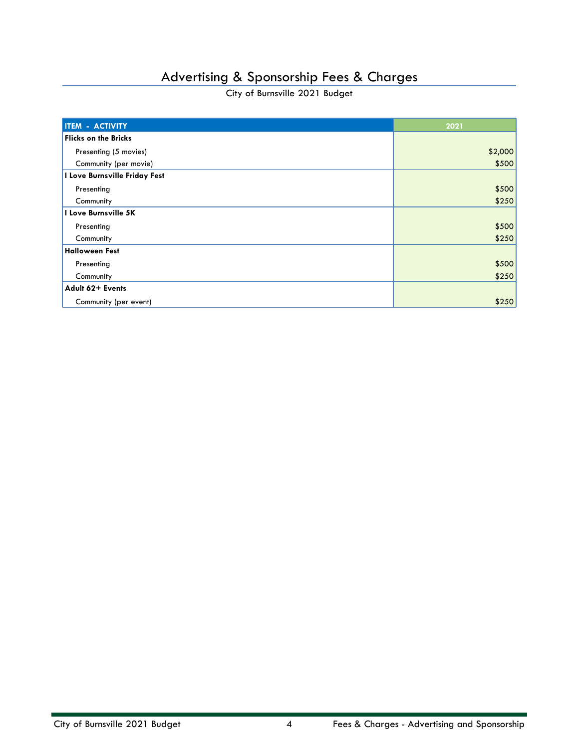# Advertising & Sponsorship Fees & Charges

City of Burnsville 2021 Budget

| ITEM - ACTIVITY | 2021 |
|---|---|
| **Flicks on the Bricks** | |
| Presenting (5 movies) | $2,000 |
| Community (per movie) | $500 |
| **I Love Burnsville Friday Fest** | |
| Presenting | $500 |
| Community | $250 |
| **I Love Burnsville 5K** | |
| Presenting | $500 |
| Community | $250 |
| **Halloween Fest** | |
| Presenting | $500 |
| Community | $250 |
| **Adult 62+ Events** | |
| Community (per event) | $250 |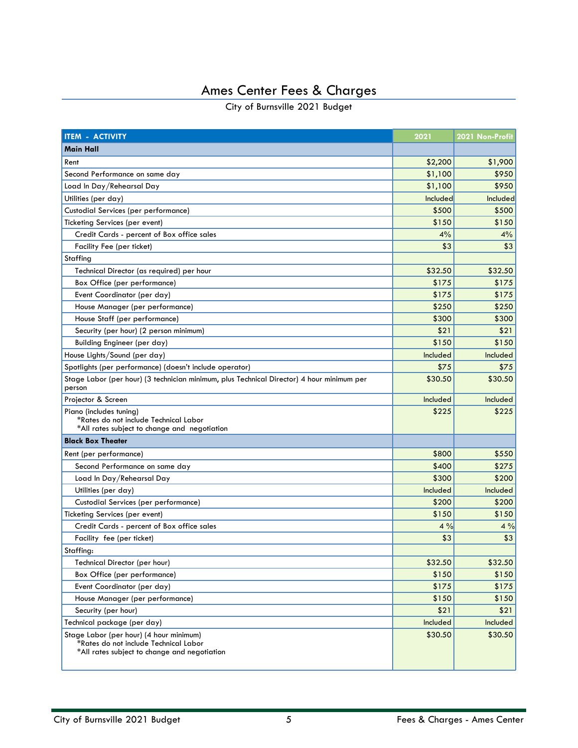# Ames Center Fees & Charges

City of Burnsville 2021 Budget

| ITEM - ACTIVITY | 2021 | 2021 Non-Profit |
|---|---|---|
| **Main Hall** | | |
| Rent | $2,200 | $1,900 |
| Second Performance on same day | $1,100 | $950 |
| Load In Day/Rehearsal Day | $1,100 | $950 |
| Utilities (per day) | Included | Included |
| Custodial Services (per performance) | $500 | $500 |
| Ticketing Services (per event) | $150 | $150 |
| Credit Cards - percent of Box office sales | 4% | 4% |
| Facility Fee (per ticket) | $3 | $3 |
| Staffing | | |
| Technical Director (as required) per hour | $32.50 | $32.50 |
| Box Office (per performance) | $175 | $175 |
| Event Coordinator (per day) | $175 | $175 |
| House Manager (per performance) | $250 | $250 |
| House Staff (per performance) | $300 | $300 |
| Security (per hour) (2 person minimum) | $21 | $21 |
| Building Engineer (per day) | $150 | $150 |
| House Lights/Sound (per day) | Included | Included |
| Spotlights (per performance) (doesn't include operator) | $75 | $75 |
| Stage Labor (per hour) (3 technician minimum, plus Technical Director) 4 hour minimum per person | $30.50 | $30.50 |
| Projector & Screen | Included | Included |
| Piano (includes tuning)<br>*Rates do not include Technical Labor<br>*All rates subject to change and negotiation | $225 | $225 |
| **Black Box Theater** | | |
| Rent (per performance) | $800 | $550 |
| Second Performance on same day | $400 | $275 |
| Load In Day/Rehearsal Day | $300 | $200 |
| Utilities (per day) | Included | Included |
| Custodial Services (per performance) | $200 | $200 |
| Ticketing Services (per event) | $150 | $150 |
| Credit Cards - percent of Box office sales | 4 % | 4 % |
| Facility fee (per ticket) | $3 | $3 |
| Staffing: | | |
| Technical Director (per hour) | $32.50 | $32.50 |
| Box Office (per performance) | $150 | $150 |
| Event Coordinator (per day) | $175 | $175 |
| House Manager (per performance) | $150 | $150 |
| Security (per hour) | $21 | $21 |
| Technical package (per day) | Included | Included |
| Stage Labor (per hour) (4 hour minimum)<br>*Rates do not include Technical Labor<br>*All rates subject to change and negotiation | $30.50 | $30.50 |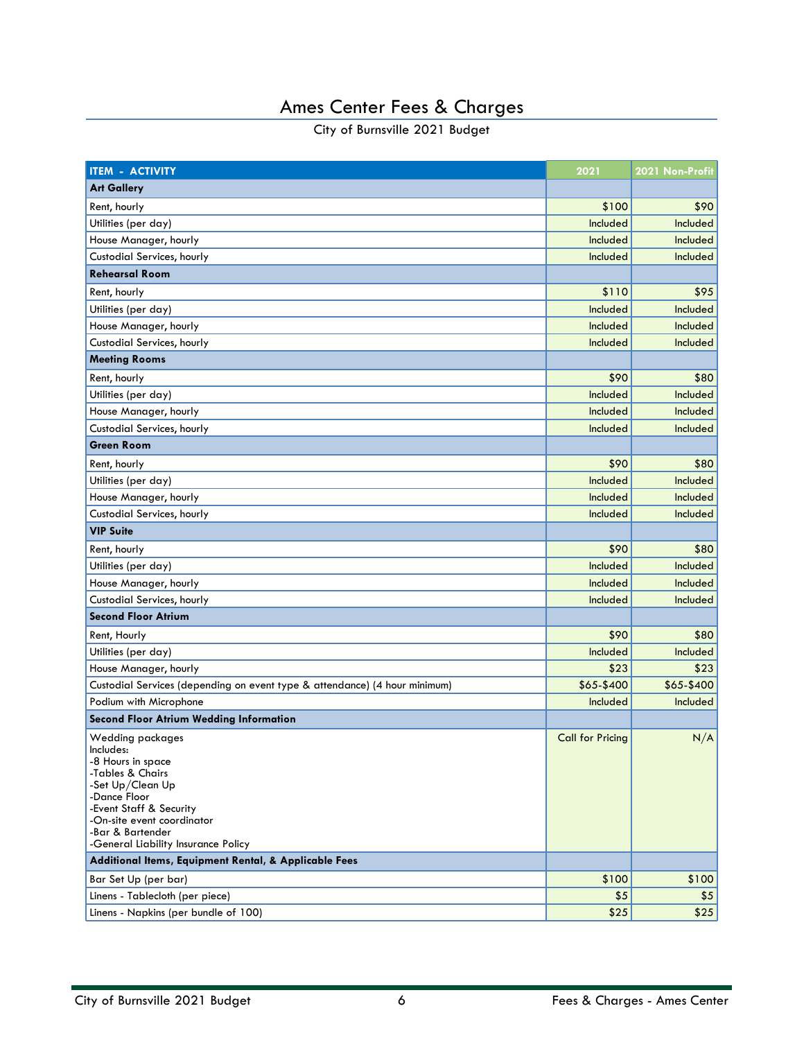# Ames Center Fees & Charges

City of Burnsville 2021 Budget

| ITEM - ACTIVITY | 2021 | 2021 Non-Profit |
|---|---|---|
| **Art Gallery** | | |
| Rent, hourly | $100 | $90 |
| Utilities (per day) | Included | Included |
| House Manager, hourly | Included | Included |
| Custodial Services, hourly | Included | Included |
| **Rehearsal Room** | | |
| Rent, hourly | $110 | $95 |
| Utilities (per day) | Included | Included |
| House Manager, hourly | Included | Included |
| Custodial Services, hourly | Included | Included |
| **Meeting Rooms** | | |
| Rent, hourly | $90 | $80 |
| Utilities (per day) | Included | Included |
| House Manager, hourly | Included | Included |
| Custodial Services, hourly | Included | Included |
| **Green Room** | | |
| Rent, hourly | $90 | $80 |
| Utilities (per day) | Included | Included |
| House Manager, hourly | Included | Included |
| Custodial Services, hourly | Included | Included |
| **VIP Suite** | | |
| Rent, hourly | $90 | $80 |
| Utilities (per day) | Included | Included |
| House Manager, hourly | Included | Included |
| Custodial Services, hourly | Included | Included |
| **Second Floor Atrium** | | |
| Rent, Hourly | $90 | $80 |
| Utilities (per day) | Included | Included |
| House Manager, hourly | $23 | $23 |
| Custodial Services (depending on event type & attendance) (4 hour minimum) | $65-$400 | $65-$400 |
| Podium with Microphone | Included | Included |
| **Second Floor Atrium Wedding Information** | | |
| Wedding packages<br>Includes:<br>-8 Hours in space<br>-Tables & Chairs<br>-Set Up/Clean Up<br>-Dance Floor<br>-Event Staff & Security<br>-On-site event coordinator<br>-Bar & Bartender<br>-General Liability Insurance Policy | Call for Pricing | N/A |
| **Additional Items, Equipment Rental, & Applicable Fees** | | |
| Bar Set Up (per bar) | $100 | $100 |
| Linens - Tablecloth (per piece) | $5 | $5 |
| Linens - Napkins (per bundle of 100) | $25 | $25 |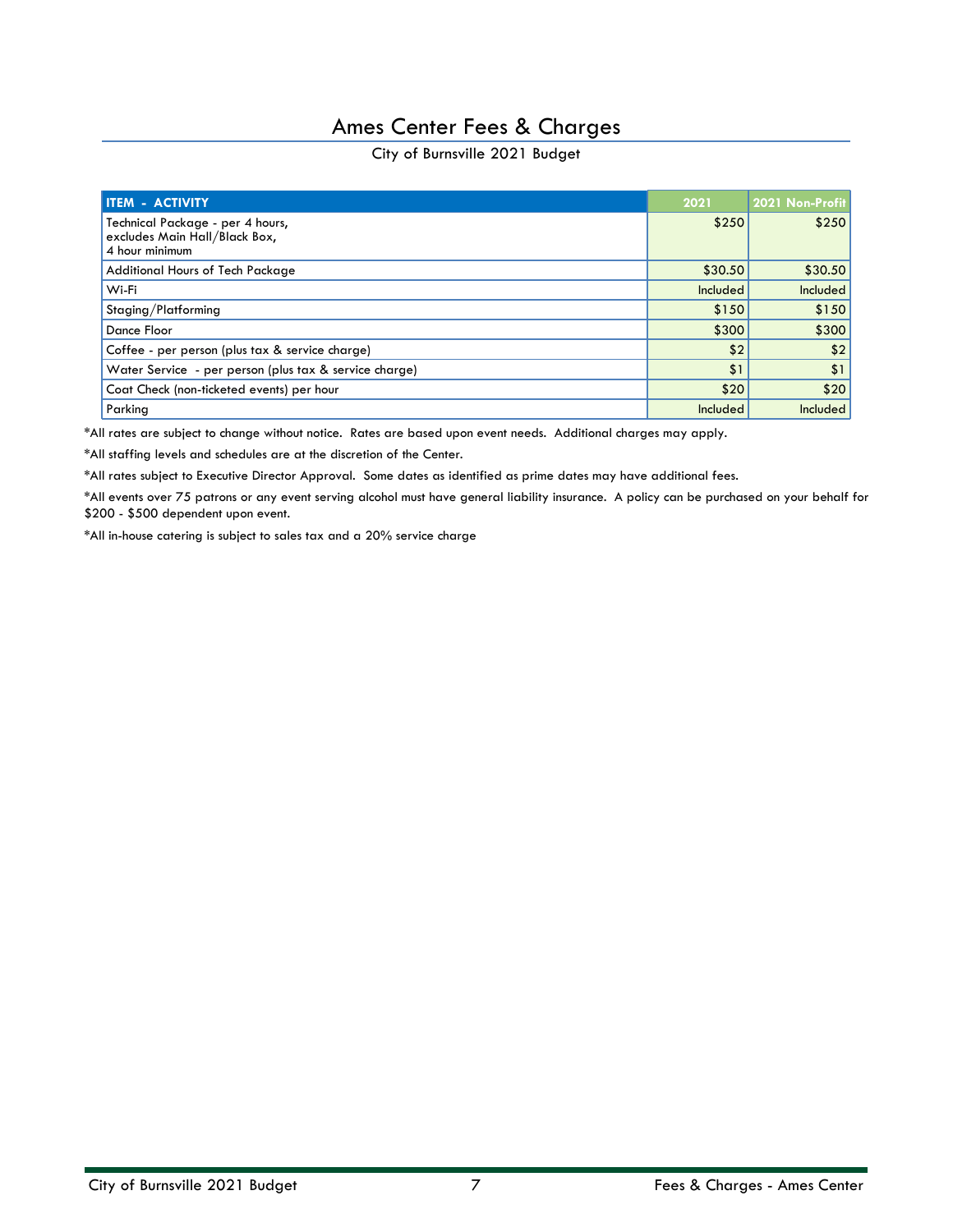# Ames Center Fees & Charges

City of Burnsville 2021 Budget

| ITEM - ACTIVITY | 2021 | 2021 Non-Profit |
|---|---|---|
| Technical Package - per 4 hours, excludes Main Hall/Black Box, 4 hour minimum | $250 | $250 |
| Additional Hours of Tech Package | $30.50 | $30.50 |
| Wi-Fi | Included | Included |
| Staging/Platforming | $150 | $150 |
| Dance Floor | $300 | $300 |
| Coffee - per person (plus tax & service charge) | $2 | $2 |
| Water Service - per person (plus tax & service charge) | $1 | $1 |
| Coat Check (non-ticketed events) per hour | $20 | $20 |
| Parking | Included | Included |

*All rates are subject to change without notice. Rates are based upon event needs. Additional charges may apply.

*All staffing levels and schedules are at the discretion of the Center.

*All rates subject to Executive Director Approval. Some dates as identified as prime dates may have additional fees.

*All events over 75 patrons or any event serving alcohol must have general liability insurance. A policy can be purchased on your behalf for $200 - $500 dependent upon event.

*All in-house catering is subject to sales tax and a 20% service charge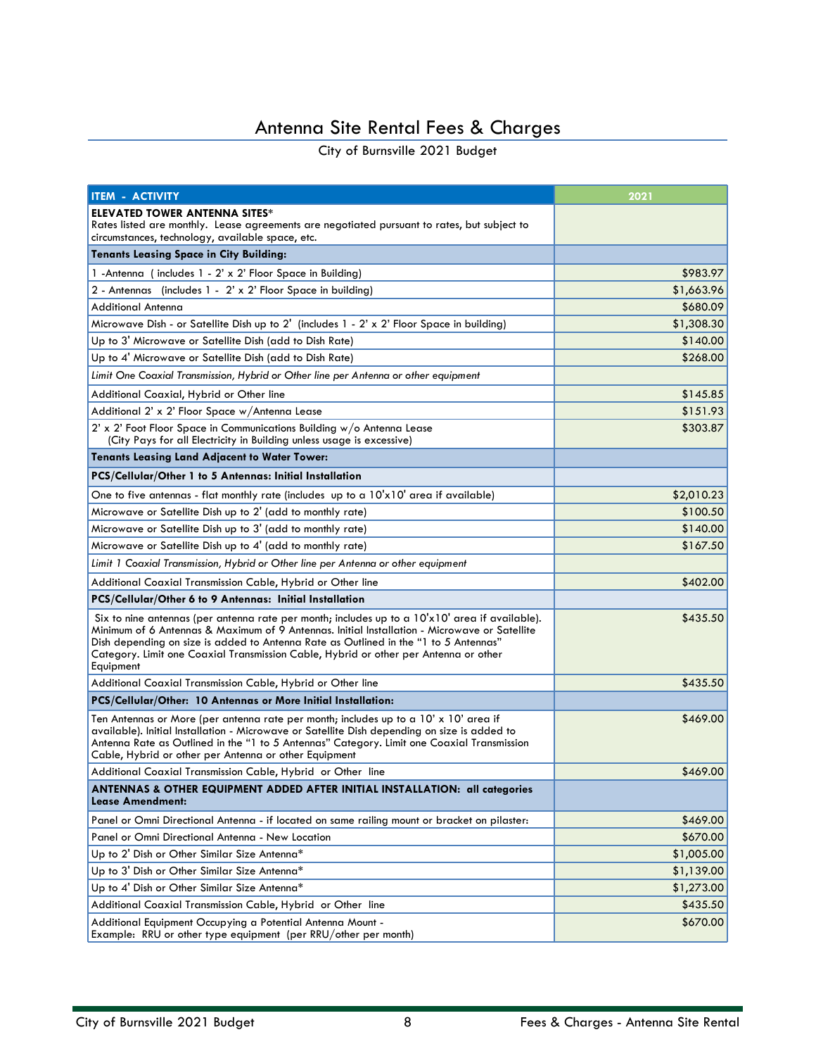# Antenna Site Rental Fees & Charges

City of Burnsville 2021 Budget

| ITEM - ACTIVITY | 2021 |
|---|---|
| **ELEVATED TOWER ANTENNA SITES*** Rates listed are monthly. Lease agreements are negotiated pursuant to rates, but subject to circumstances, technology, available space, etc. | |
| **Tenants Leasing Space in City Building:** | |
| 1 -Antenna ( includes 1 - 2' x 2' Floor Space in Building) | $983.97 |
| 2 - Antennas (includes 1 - 2' x 2' Floor Space in building) | $1,663.96 |
| Additional Antenna | $680.09 |
| Microwave Dish - or Satellite Dish up to 2' (includes 1 - 2' x 2' Floor Space in building) | $1,308.30 |
| Up to 3' Microwave or Satellite Dish (add to Dish Rate) | $140.00 |
| Up to 4' Microwave or Satellite Dish (add to Dish Rate) | $268.00 |
| *Limit One Coaxial Transmission, Hybrid or Other line per Antenna or other equipment* | |
| Additional Coaxial, Hybrid or Other line | $145.85 |
| Additional 2' x 2' Floor Space w/Antenna Lease | $151.93 |
| 2' x 2' Foot Floor Space in Communications Building w/o Antenna Lease (City Pays for all Electricity in Building unless usage is excessive) | $303.87 |
| **Tenants Leasing Land Adjacent to Water Tower:** | |
| **PCS/Cellular/Other 1 to 5 Antennas: Initial Installation** | |
| One to five antennas - flat monthly rate (includes up to a 10'x10' area if available) | $2,010.23 |
| Microwave or Satellite Dish up to 2' (add to monthly rate) | $100.50 |
| Microwave or Satellite Dish up to 3' (add to monthly rate) | $140.00 |
| Microwave or Satellite Dish up to 4' (add to monthly rate) | $167.50 |
| *Limit 1 Coaxial Transmission, Hybrid or Other line per Antenna or other equipment* | |
| Additional Coaxial Transmission Cable, Hybrid or Other line | $402.00 |
| **PCS/Cellular/Other 6 to 9 Antennas: Initial Installation** | |
| Six to nine antennas (per antenna rate per month; includes up to a 10'x10' area if available). Minimum of 6 Antennas & Maximum of 9 Antennas. Initial Installation - Microwave or Satellite Dish depending on size is added to Antenna Rate as Outlined in the "1 to 5 Antennas" Category. Limit one Coaxial Transmission Cable, Hybrid or other per Antenna or other Equipment | $435.50 |
| Additional Coaxial Transmission Cable, Hybrid or Other line | $435.50 |
| **PCS/Cellular/Other: 10 Antennas or More Initial Installation:** | |
| Ten Antennas or More (per antenna rate per month; includes up to a 10' x 10' area if available). Initial Installation - Microwave or Satellite Dish depending on size is added to Antenna Rate as Outlined in the "1 to 5 Antennas" Category. Limit one Coaxial Transmission Cable, Hybrid or other per Antenna or other Equipment | $469.00 |
| Additional Coaxial Transmission Cable, Hybrid or Other line | $469.00 |
| **ANTENNAS & OTHER EQUIPMENT ADDED AFTER INITIAL INSTALLATION: all categories Lease Amendment:** | |
| Panel or Omni Directional Antenna - if located on same railing mount or bracket on pilaster: | $469.00 |
| Panel or Omni Directional Antenna - New Location | $670.00 |
| Up to 2' Dish or Other Similar Size Antenna* | $1,005.00 |
| Up to 3' Dish or Other Similar Size Antenna* | $1,139.00 |
| Up to 4' Dish or Other Similar Size Antenna* | $1,273.00 |
| Additional Coaxial Transmission Cable, Hybrid or Other line | $435.50 |
| Additional Equipment Occupying a Potential Antenna Mount - Example: RRU or other type equipment (per RRU/other per month) | $670.00 |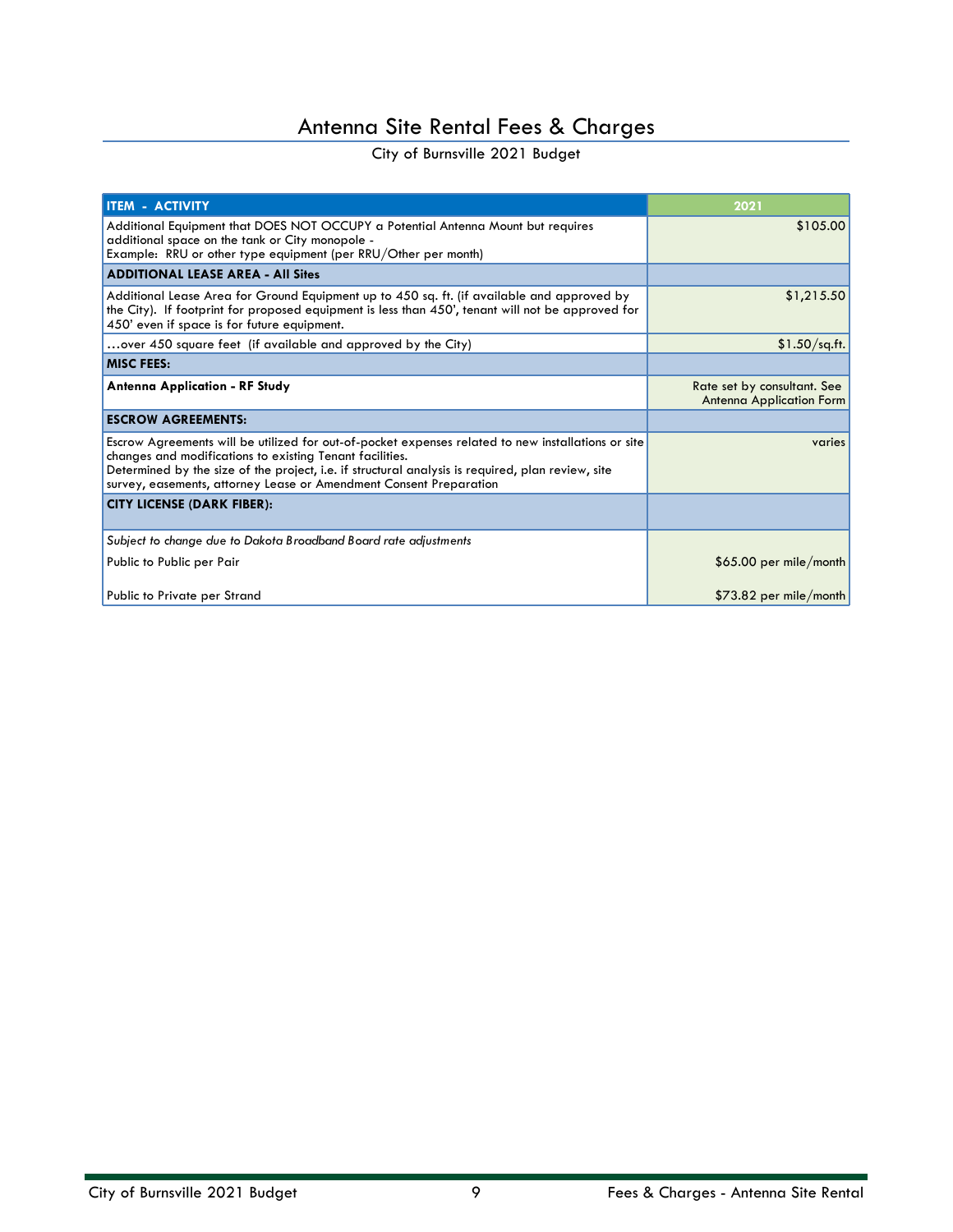# Antenna Site Rental Fees & Charges

City of Burnsville 2021 Budget

| ITEM - ACTIVITY | 2021 |
|---|---|
| Additional Equipment that DOES NOT OCCUPY a Potential Antenna Mount but requires additional space on the tank or City monopole - Example: RRU or other type equipment (per RRU/Other per month) | $105.00 |
| **ADDITIONAL LEASE AREA - All Sites** | |
| Additional Lease Area for Ground Equipment up to 450 sq. ft. (if available and approved by the City). If footprint for proposed equipment is less than 450', tenant will not be approved for 450' even if space is for future equipment. | $1,215.50 |
| …over 450 square feet (if available and approved by the City) | $1.50/sq.ft. |
| **MISC FEES:** | |
| **Antenna Application - RF Study** | Rate set by consultant. See Antenna Application Form |
| **ESCROW AGREEMENTS:** | |
| Escrow Agreements will be utilized for out-of-pocket expenses related to new installations or site changes and modifications to existing Tenant facilities. Determined by the size of the project, i.e. if structural analysis is required, plan review, site survey, easements, attorney Lease or Amendment Consent Preparation | varies |
| **CITY LICENSE (DARK FIBER):** | |
| *Subject to change due to Dakota Broadband Board rate adjustments* | |
| Public to Public per Pair | $65.00 per mile/month |
| Public to Private per Strand | $73.82 per mile/month |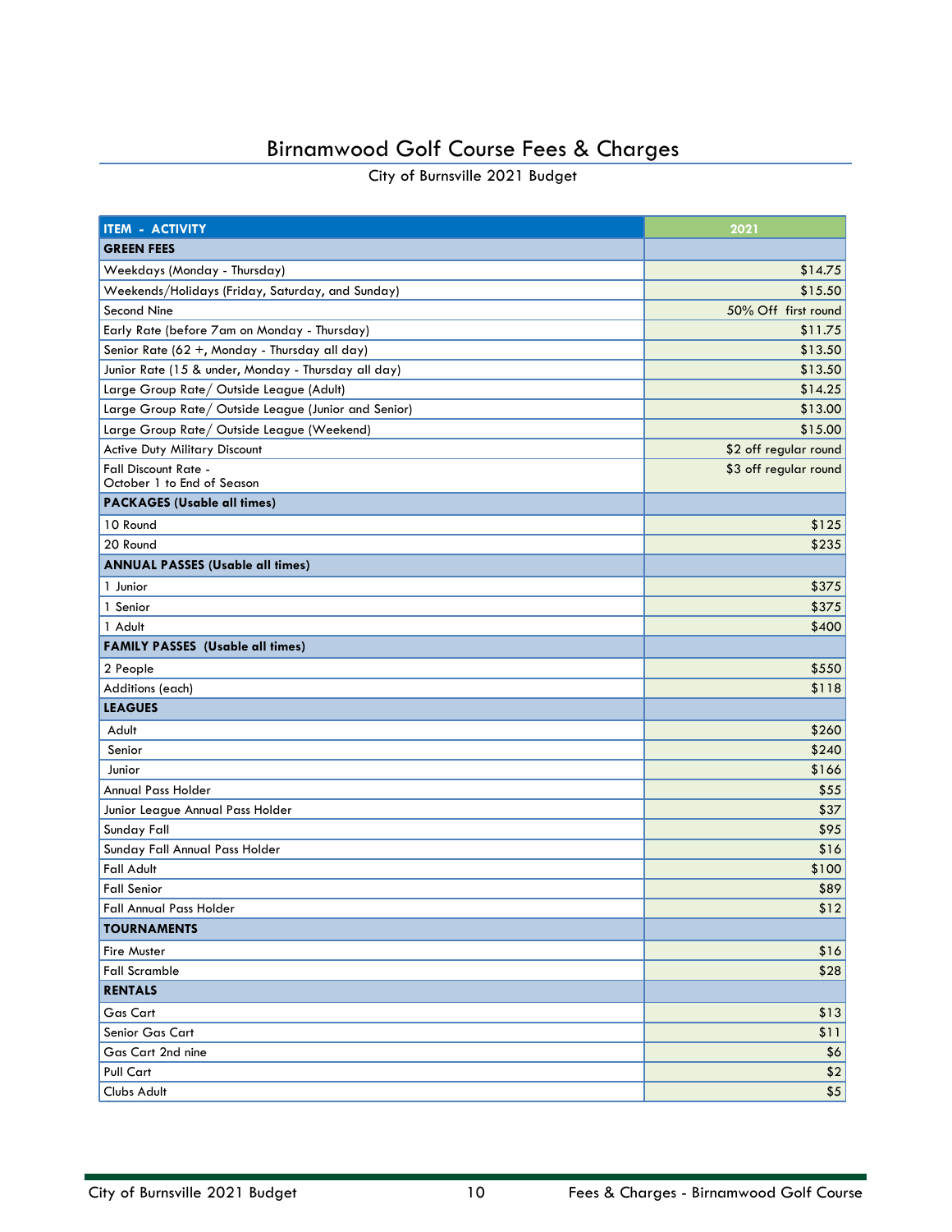# Birnamwood Golf Course Fees & Charges

City of Burnsville 2021 Budget

| ITEM - ACTIVITY | 2021 |
|---|---|
| **GREEN FEES** | |
| Weekdays (Monday - Thursday) | $14.75 |
| Weekends/Holidays (Friday, Saturday, and Sunday) | $15.50 |
| Second Nine | 50% Off first round |
| Early Rate (before 7am on Monday - Thursday) | $11.75 |
| Senior Rate (62 +, Monday - Thursday all day) | $13.50 |
| Junior Rate (15 & under, Monday - Thursday all day) | $13.50 |
| Large Group Rate/ Outside League (Adult) | $14.25 |
| Large Group Rate/ Outside League (Junior and Senior) | $13.00 |
| Large Group Rate/ Outside League (Weekend) | $15.00 |
| Active Duty Military Discount | $2 off regular round |
| Fall Discount Rate - October 1 to End of Season | $3 off regular round |
| **PACKAGES (Usable all times)** | |
| 10 Round | $125 |
| 20 Round | $235 |
| **ANNUAL PASSES (Usable all times)** | |
| 1 Junior | $375 |
| 1 Senior | $375 |
| 1 Adult | $400 |
| **FAMILY PASSES (Usable all times)** | |
| 2 People | $550 |
| Additions (each) | $118 |
| **LEAGUES** | |
| Adult | $260 |
| Senior | $240 |
| Junior | $166 |
| Annual Pass Holder | $55 |
| Junior League Annual Pass Holder | $37 |
| Sunday Fall | $95 |
| Sunday Fall Annual Pass Holder | $16 |
| Fall Adult | $100 |
| Fall Senior | $89 |
| Fall Annual Pass Holder | $12 |
| **TOURNAMENTS** | |
| Fire Muster | $16 |
| Fall Scramble | $28 |
| **RENTALS** | |
| Gas Cart | $13 |
| Senior Gas Cart | $11 |
| Gas Cart 2nd nine | $6 |
| Pull Cart | $2 |
| Clubs Adult | $5 |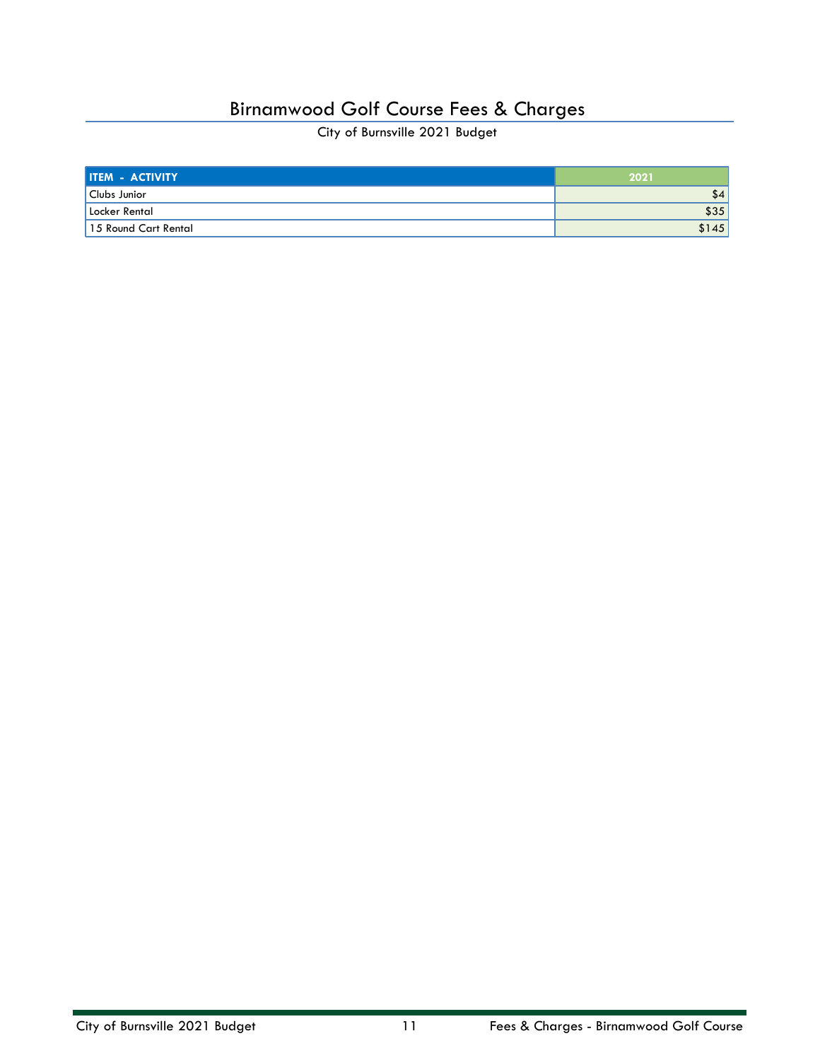# Birnamwood Golf Course Fees & Charges

City of Burnsville 2021 Budget

| ITEM - ACTIVITY | 2021 |
|---|---|
| Clubs Junior | $4 |
| Locker Rental | $35 |
| 15 Round Cart Rental | $145 |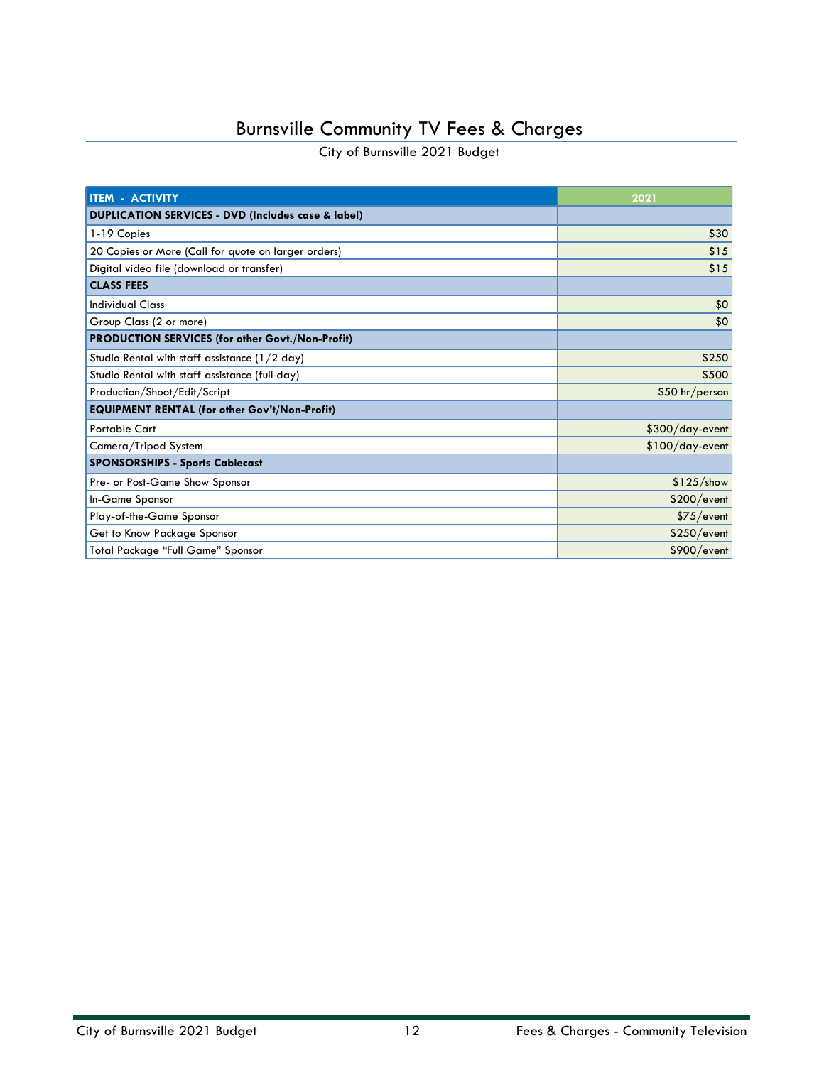# Burnsville Community TV Fees & Charges

City of Burnsville 2021 Budget

| ITEM - ACTIVITY | 2021 |
|---|---|
| **DUPLICATION SERVICES - DVD (Includes case & label)** | |
| 1-19 Copies | $30 |
| 20 Copies or More (Call for quote on larger orders) | $15 |
| Digital video file (download or transfer) | $15 |
| **CLASS FEES** | |
| Individual Class | $0 |
| Group Class (2 or more) | $0 |
| **PRODUCTION SERVICES (for other Govt./Non-Profit)** | |
| Studio Rental with staff assistance (1/2 day) | $250 |
| Studio Rental with staff assistance (full day) | $500 |
| Production/Shoot/Edit/Script | $50 hr/person |
| **EQUIPMENT RENTAL (for other Gov't/Non-Profit)** | |
| Portable Cart | $300/day-event |
| Camera/Tripod System | $100/day-event |
| **SPONSORSHIPS - Sports Cablecast** | |
| Pre- or Post-Game Show Sponsor | $125/show |
| In-Game Sponsor | $200/event |
| Play-of-the-Game Sponsor | $75/event |
| Get to Know Package Sponsor | $250/event |
| Total Package "Full Game" Sponsor | $900/event |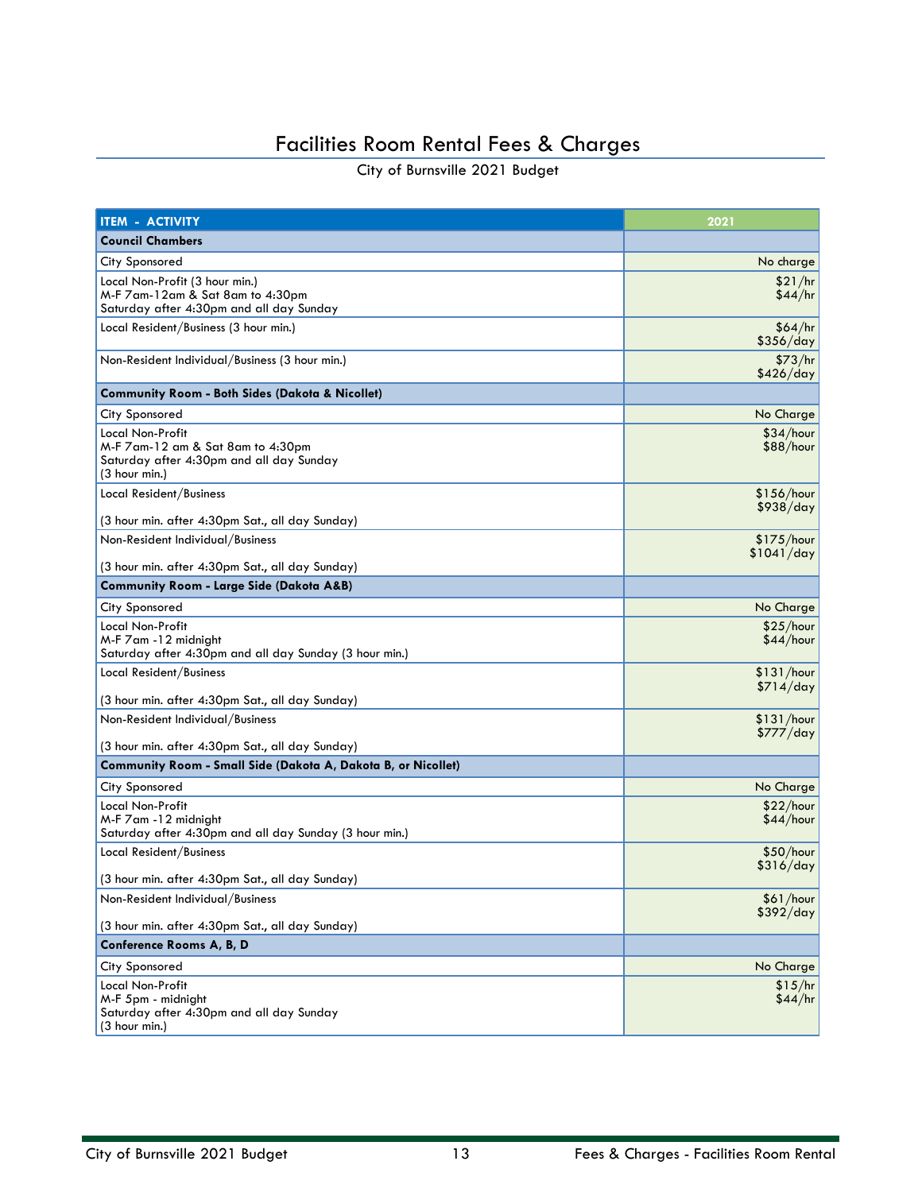# Facilities Room Rental Fees & Charges

City of Burnsville 2021 Budget

| ITEM - ACTIVITY | 2021 |
|---|---|
| **Council Chambers** | |
| City Sponsored | No charge |
| Local Non-Profit (3 hour min.)<br>M-F 7am-12am & Sat 8am to 4:30pm<br>Saturday after 4:30pm and all day Sunday | $21/hr<br>$44/hr |
| Local Resident/Business (3 hour min.) | $64/hr<br>$356/day |
| Non-Resident Individual/Business (3 hour min.) | $73/hr<br>$426/day |
| **Community Room - Both Sides (Dakota & Nicollet)** | |
| City Sponsored | No Charge |
| Local Non-Profit<br>M-F 7am-12 am & Sat 8am to 4:30pm<br>Saturday after 4:30pm and all day Sunday<br>(3 hour min.) | $34/hour<br>$88/hour |
| Local Resident/Business<br><br>(3 hour min. after 4:30pm Sat., all day Sunday) | $156/hour<br>$938/day |
| Non-Resident Individual/Business<br><br>(3 hour min. after 4:30pm Sat., all day Sunday) | $175/hour<br>$1041/day |
| **Community Room - Large Side (Dakota A&B)** | |
| City Sponsored | No Charge |
| Local Non-Profit<br>M-F 7am -12 midnight<br>Saturday after 4:30pm and all day Sunday (3 hour min.) | $25/hour<br>$44/hour |
| Local Resident/Business<br><br>(3 hour min. after 4:30pm Sat., all day Sunday) | $131/hour<br>$714/day |
| Non-Resident Individual/Business<br><br>(3 hour min. after 4:30pm Sat., all day Sunday) | $131/hour<br>$777/day |
| **Community Room - Small Side (Dakota A, Dakota B, or Nicollet)** | |
| City Sponsored | No Charge |
| Local Non-Profit<br>M-F 7am -12 midnight<br>Saturday after 4:30pm and all day Sunday (3 hour min.) | $22/hour<br>$44/hour |
| Local Resident/Business<br><br>(3 hour min. after 4:30pm Sat., all day Sunday) | $50/hour<br>$316/day |
| Non-Resident Individual/Business<br><br>(3 hour min. after 4:30pm Sat., all day Sunday) | $61/hour<br>$392/day |
| **Conference Rooms A, B, D** | |
| City Sponsored | No Charge |
| Local Non-Profit<br>M-F 5pm - midnight<br>Saturday after 4:30pm and all day Sunday<br>(3 hour min.) | $15/hr<br>$44/hr |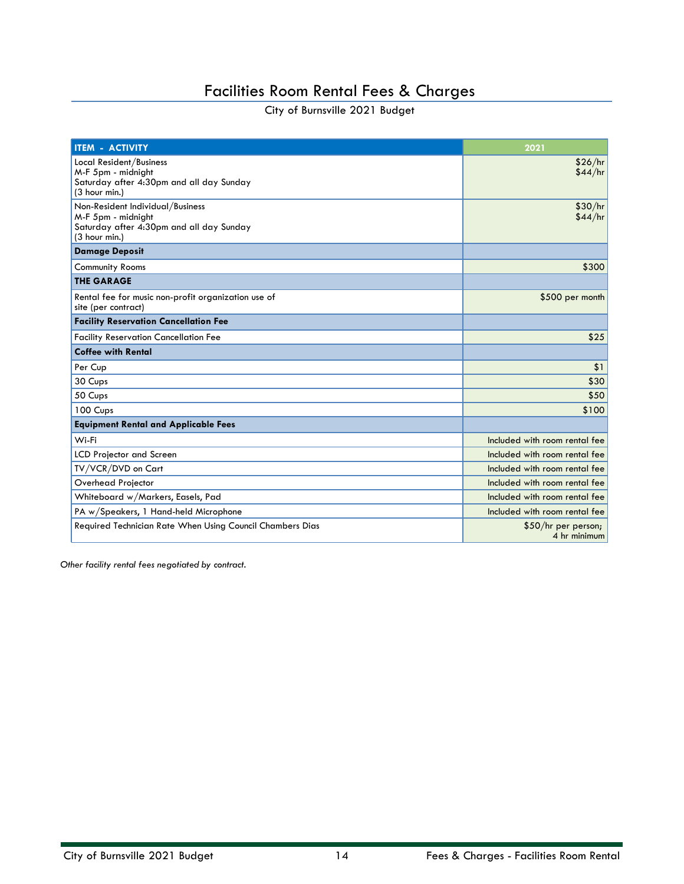# Facilities Room Rental Fees & Charges

City of Burnsville 2021 Budget

| ITEM - ACTIVITY | 2021 |
|---|---|
| Local Resident/Business<br>M-F 5pm - midnight<br>Saturday after 4:30pm and all day Sunday<br>(3 hour min.) | \$26/hr<br>\$44/hr |
| Non-Resident Individual/Business<br>M-F 5pm - midnight<br>Saturday after 4:30pm and all day Sunday<br>(3 hour min.) | \$30/hr<br>\$44/hr |
| **Damage Deposit** | |
| Community Rooms | \$300 |
| **THE GARAGE** | |
| Rental fee for music non-profit organization use of site (per contract) | \$500 per month |
| **Facility Reservation Cancellation Fee** | |
| Facility Reservation Cancellation Fee | \$25 |
| **Coffee with Rental** | |
| Per Cup | \$1 |
| 30 Cups | \$30 |
| 50 Cups | \$50 |
| 100 Cups | \$100 |
| **Equipment Rental and Applicable Fees** | |
| Wi-Fi | Included with room rental fee |
| LCD Projector and Screen | Included with room rental fee |
| TV/VCR/DVD on Cart | Included with room rental fee |
| Overhead Projector | Included with room rental fee |
| Whiteboard w/Markers, Easels, Pad | Included with room rental fee |
| PA w/Speakers, 1 Hand-held Microphone | Included with room rental fee |
| Required Technician Rate When Using Council Chambers Dias | \$50/hr per person;<br>4 hr minimum |

*Other facility rental fees negotiated by contract.*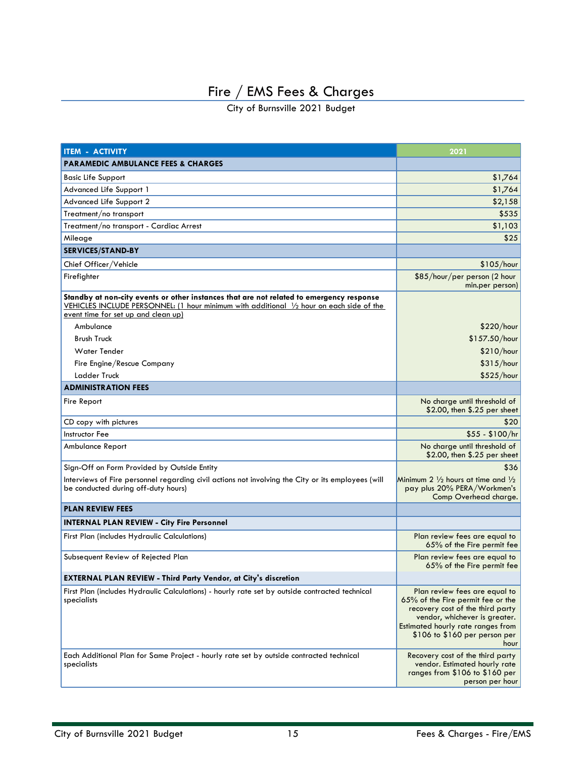# Fire / EMS Fees & Charges

City of Burnsville 2021 Budget

| ITEM - ACTIVITY | 2021 |
|---|---|
| **PARAMEDIC AMBULANCE FEES & CHARGES** | |
| Basic Life Support | $1,764 |
| Advanced Life Support 1 | $1,764 |
| Advanced Life Support 2 | $2,158 |
| Treatment/no transport | $535 |
| Treatment/no transport - Cardiac Arrest | $1,103 |
| Mileage | $25 |
| **SERVICES/STAND-BY** | |
| Chief Officer/Vehicle | $105/hour |
| Firefighter | $85/hour/per person (2 hour min.per person) |
| **Standby at non-city events or other instances that are not related to emergency response** VEHICLES INCLUDE PERSONNEL: (1 hour minimum with additional ½ hour on each side of the event time for set up and clean up) | |
| Ambulance | $220/hour |
| Brush Truck | $157.50/hour |
| Water Tender | $210/hour |
| Fire Engine/Rescue Company | $315/hour |
| Ladder Truck | $525/hour |
| **ADMINISTRATION FEES** | |
| Fire Report | No charge until threshold of $2.00, then $.25 per sheet |
| CD copy with pictures | $20 |
| Instructor Fee | $55 - $100/hr |
| Ambulance Report | No charge until threshold of $2.00, then $.25 per sheet |
| Sign-Off on Form Provided by Outside Entity | $36 |
| Interviews of Fire personnel regarding civil actions not involving the City or its employees (will be conducted during off-duty hours) | Minimum 2 ½ hours at time and ½ pay plus 20% PERA/Workmen's Comp Overhead charge. |
| **PLAN REVIEW FEES** | |
| **INTERNAL PLAN REVIEW - City Fire Personnel** | |
| First Plan (includes Hydraulic Calculations) | Plan review fees are equal to 65% of the Fire permit fee |
| Subsequent Review of Rejected Plan | Plan review fees are equal to 65% of the Fire permit fee |
| **EXTERNAL PLAN REVIEW - Third Party Vendor, at City's discretion** | |
| First Plan (includes Hydraulic Calculations) - hourly rate set by outside contracted technical specialists | Plan review fees are equal to 65% of the Fire permit fee or the recovery cost of the third party vendor, whichever is greater. Estimated hourly rate ranges from $106 to $160 per person per hour |
| Each Additional Plan for Same Project - hourly rate set by outside contracted technical specialists | Recovery cost of the third party vendor. Estimated hourly rate ranges from $106 to $160 per person per hour |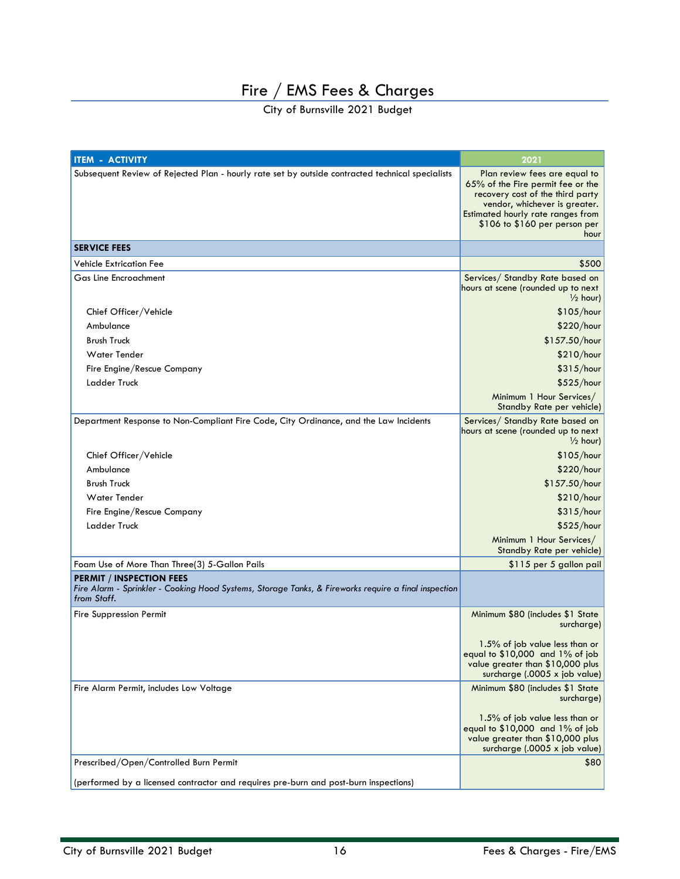# Fire / EMS Fees & Charges

City of Burnsville 2021 Budget

| ITEM - ACTIVITY | 2021 |
|---|---|
| Subsequent Review of Rejected Plan - hourly rate set by outside contracted technical specialists | Plan review fees are equal to 65% of the Fire permit fee or the recovery cost of the third party vendor, whichever is greater. Estimated hourly rate ranges from $106 to $160 per person per hour |
| **SERVICE FEES** | |
| Vehicle Extrication Fee | $500 |
| Gas Line Encroachment | Services/ Standby Rate based on hours at scene (rounded up to next ½ hour) |
| Chief Officer/Vehicle | $105/hour |
| Ambulance | $220/hour |
| Brush Truck | $157.50/hour |
| Water Tender | $210/hour |
| Fire Engine/Rescue Company | $315/hour |
| Ladder Truck | $525/hour |
| | Minimum 1 Hour Services/ Standby Rate per vehicle) |
| Department Response to Non-Compliant Fire Code, City Ordinance, and the Law Incidents | Services/ Standby Rate based on hours at scene (rounded up to next ½ hour) |
| Chief Officer/Vehicle | $105/hour |
| Ambulance | $220/hour |
| Brush Truck | $157.50/hour |
| Water Tender | $210/hour |
| Fire Engine/Rescue Company | $315/hour |
| Ladder Truck | $525/hour |
| | Minimum 1 Hour Services/ Standby Rate per vehicle) |
| Foam Use of More Than Three(3) 5-Gallon Pails | $115 per 5 gallon pail |
| **PERMIT / INSPECTION FEES** *Fire Alarm - Sprinkler - Cooking Hood Systems, Storage Tanks, & Fireworks require a final inspection from Staff.* | |
| Fire Suppression Permit | Minimum $80 (includes $1 State surcharge) 1.5% of job value less than or equal to $10,000 and 1% of job value greater than $10,000 plus surcharge (.0005 x job value) |
| Fire Alarm Permit, includes Low Voltage | Minimum $80 (includes $1 State surcharge) 1.5% of job value less than or equal to $10,000 and 1% of job value greater than $10,000 plus surcharge (.0005 x job value) |
| Prescribed/Open/Controlled Burn Permit (performed by a licensed contractor and requires pre-burn and post-burn inspections) | $80 |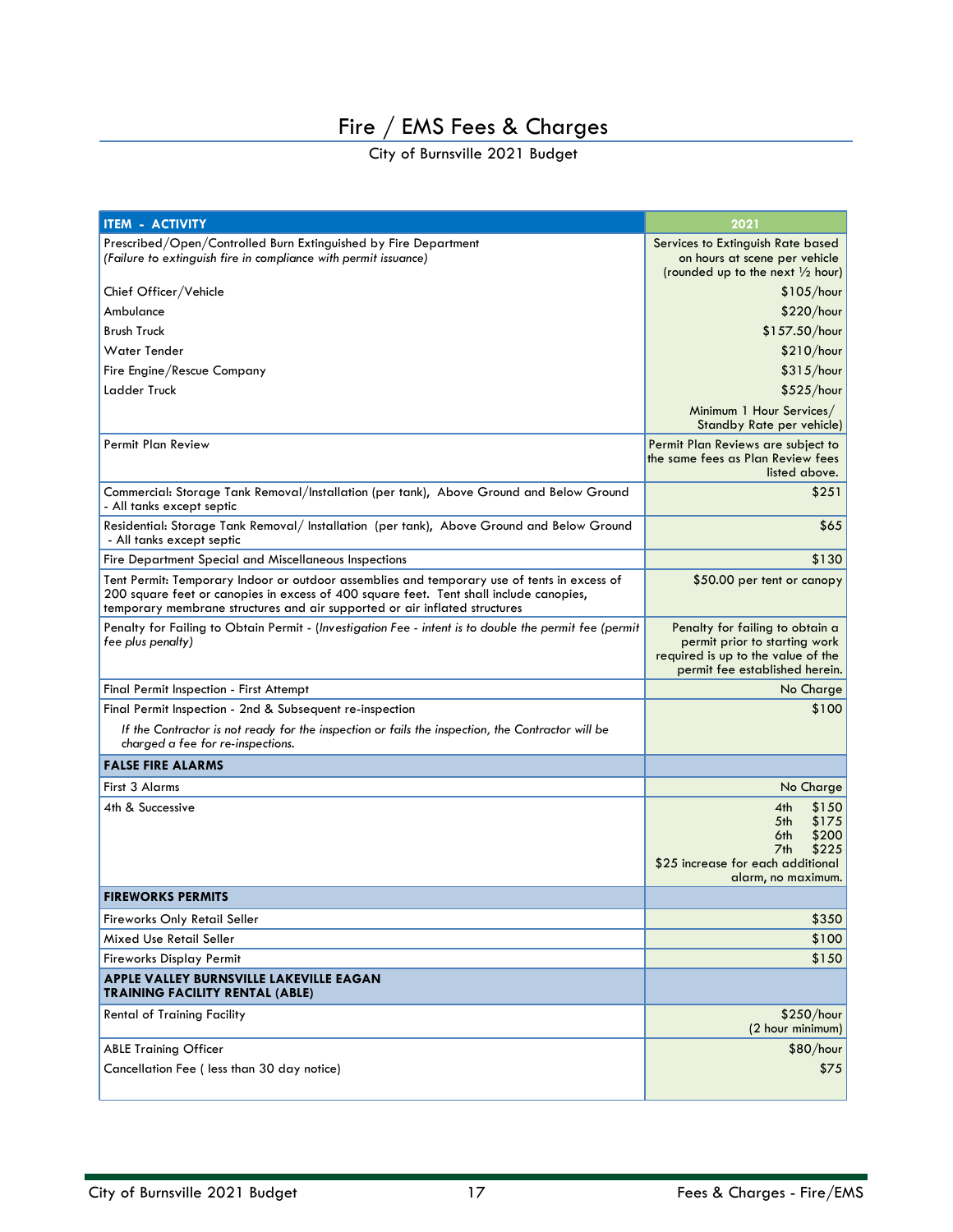# Fire / EMS Fees & Charges

City of Burnsville 2021 Budget

| ITEM - ACTIVITY | 2021 |
|---|---|
| Prescribed/Open/Controlled Burn Extinguished by Fire Department<br>*(Failure to extinguish fire in compliance with permit issuance)* | Services to Extinguish Rate based on hours at scene per vehicle (rounded up to the next ½ hour) |
| Chief Officer/Vehicle | $105/hour |
| Ambulance | $220/hour |
| Brush Truck | $157.50/hour |
| Water Tender | $210/hour |
| Fire Engine/Rescue Company | $315/hour |
| Ladder Truck | $525/hour |
| | Minimum 1 Hour Services/ Standby Rate per vehicle) |
| Permit Plan Review | Permit Plan Reviews are subject to the same fees as Plan Review fees listed above. |
| Commercial: Storage Tank Removal/Installation (per tank), Above Ground and Below Ground - All tanks except septic | $251 |
| Residential: Storage Tank Removal/ Installation (per tank), Above Ground and Below Ground - All tanks except septic | $65 |
| Fire Department Special and Miscellaneous Inspections | $130 |
| Tent Permit: Temporary Indoor or outdoor assemblies and temporary use of tents in excess of 200 square feet or canopies in excess of 400 square feet. Tent shall include canopies, temporary membrane structures and air supported or air inflated structures | $50.00 per tent or canopy |
| Penalty for Failing to Obtain Permit - (*Investigation Fee - intent is to double the permit fee (permit fee plus penalty)*) | Penalty for failing to obtain a permit prior to starting work required is up to the value of the permit fee established herein. |
| Final Permit Inspection - First Attempt | No Charge |
| Final Permit Inspection - 2nd & Subsequent re-inspection<br>*If the Contractor is not ready for the inspection or fails the inspection, the Contractor will be charged a fee for re-inspections.* | $100 |
| **FALSE FIRE ALARMS** | |
| First 3 Alarms | No Charge |
| 4th & Successive | 4th $150<br>5th $175<br>6th $200<br>7th $225<br>$25 increase for each additional alarm, no maximum. |
| **FIREWORKS PERMITS** | |
| Fireworks Only Retail Seller | $350 |
| Mixed Use Retail Seller | $100 |
| Fireworks Display Permit | $150 |
| **APPLE VALLEY BURNSVILLE LAKEVILLE EAGAN TRAINING FACILITY RENTAL (ABLE)** | |
| Rental of Training Facility | $250/hour (2 hour minimum) |
| ABLE Training Officer | $80/hour |
| Cancellation Fee ( less than 30 day notice) | $75 |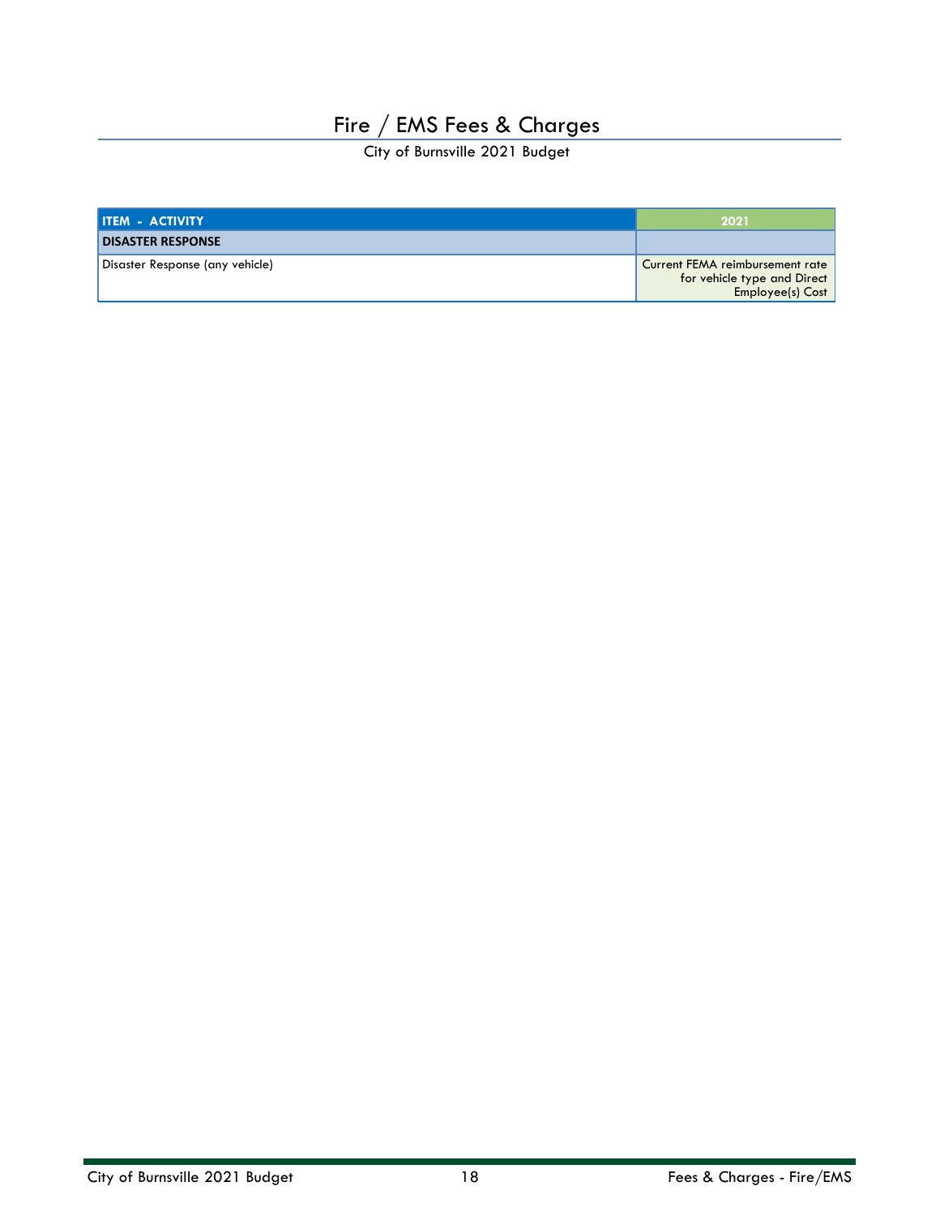# Fire / EMS Fees & Charges

City of Burnsville 2021 Budget

| ITEM - ACTIVITY | 2021 |
|---|---|
| **DISASTER RESPONSE** | |
| Disaster Response (any vehicle) | Current FEMA reimbursement rate for vehicle type and Direct Employee(s) Cost |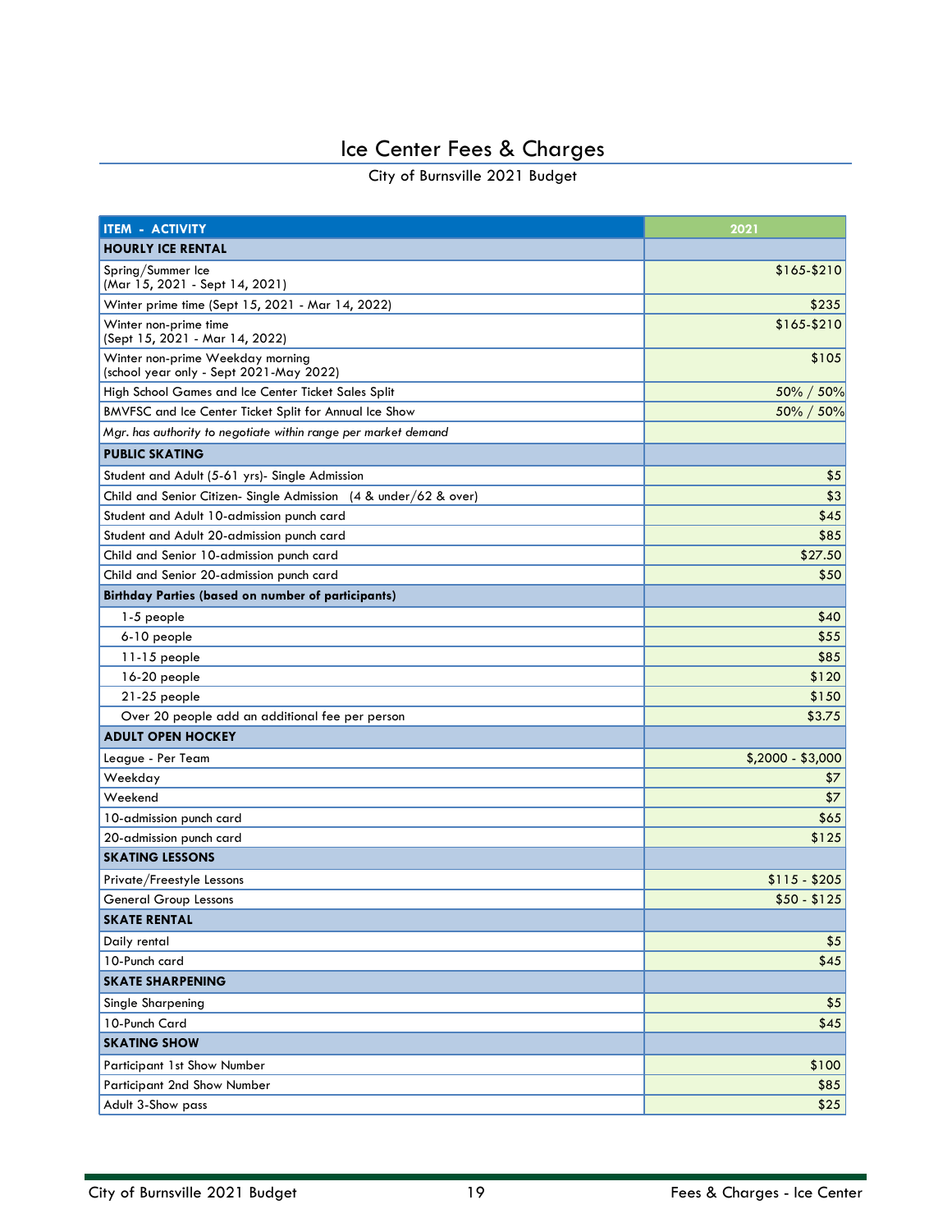# Ice Center Fees & Charges

City of Burnsville 2021 Budget

| ITEM - ACTIVITY | 2021 |
|---|---|
| **HOURLY ICE RENTAL** | |
| Spring/Summer Ice (Mar 15, 2021 - Sept 14, 2021) | $165-$210 |
| Winter prime time (Sept 15, 2021 - Mar 14, 2022) | $235 |
| Winter non-prime time (Sept 15, 2021 - Mar 14, 2022) | $165-$210 |
| Winter non-prime Weekday morning (school year only - Sept 2021-May 2022) | $105 |
| High School Games and Ice Center Ticket Sales Split | 50% / 50% |
| BMVFSC and Ice Center Ticket Split for Annual Ice Show | 50% / 50% |
| *Mgr. has authority to negotiate within range per market demand* | |
| **PUBLIC SKATING** | |
| Student and Adult (5-61 yrs)- Single Admission | $5 |
| Child and Senior Citizen- Single Admission (4 & under/62 & over) | $3 |
| Student and Adult 10-admission punch card | $45 |
| Student and Adult 20-admission punch card | $85 |
| Child and Senior 10-admission punch card | $27.50 |
| Child and Senior 20-admission punch card | $50 |
| **Birthday Parties (based on number of participants)** | |
| 1-5 people | $40 |
| 6-10 people | $55 |
| 11-15 people | $85 |
| 16-20 people | $120 |
| 21-25 people | $150 |
| Over 20 people add an additional fee per person | $3.75 |
| **ADULT OPEN HOCKEY** | |
| League - Per Team | $,2000 - $3,000 |
| Weekday | $7 |
| Weekend | $7 |
| 10-admission punch card | $65 |
| 20-admission punch card | $125 |
| **SKATING LESSONS** | |
| Private/Freestyle Lessons | $115 - $205 |
| General Group Lessons | $50 - $125 |
| **SKATE RENTAL** | |
| Daily rental | $5 |
| 10-Punch card | $45 |
| **SKATE SHARPENING** | |
| Single Sharpening | $5 |
| 10-Punch Card | $45 |
| **SKATING SHOW** | |
| Participant 1st Show Number | $100 |
| Participant 2nd Show Number | $85 |
| Adult 3-Show pass | $25 |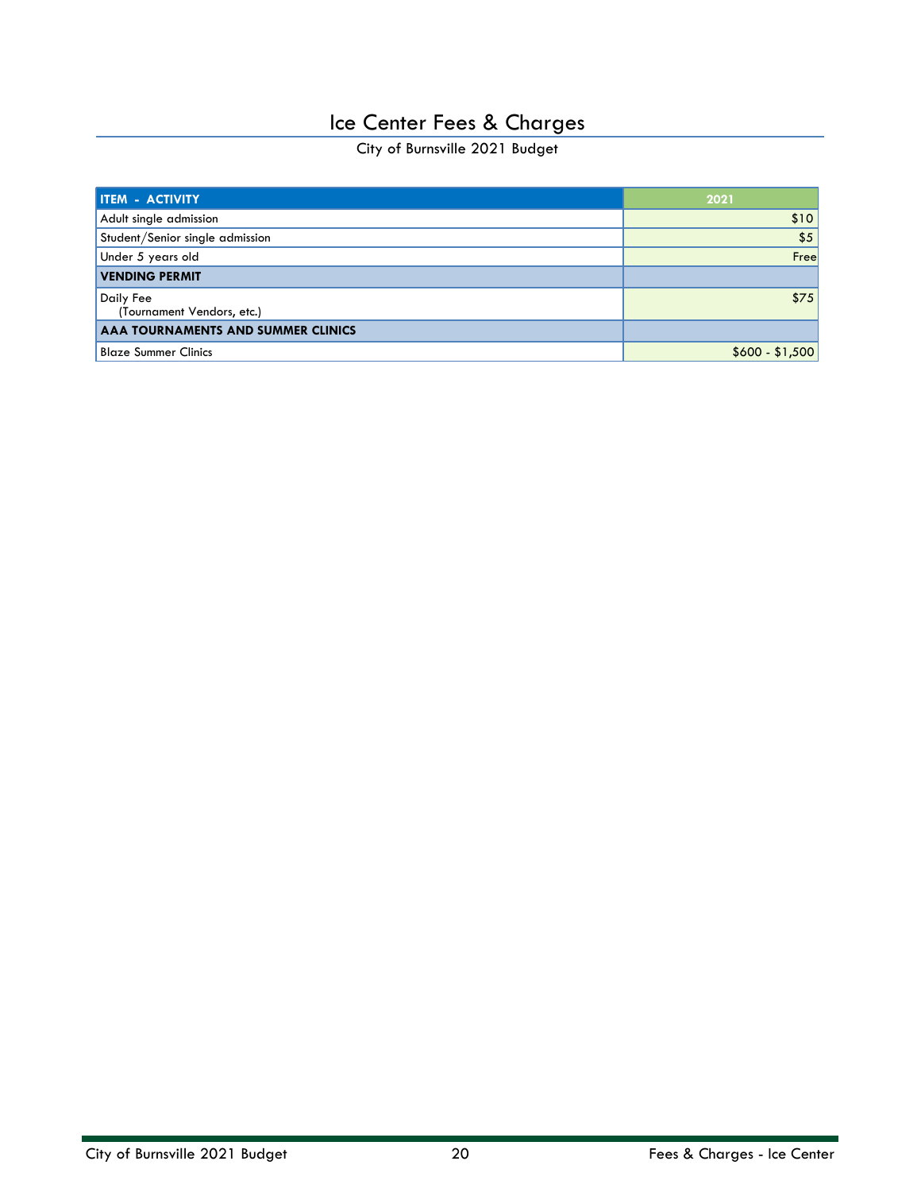# Ice Center Fees & Charges

City of Burnsville 2021 Budget

| ITEM - ACTIVITY | 2021 |
|---|---|
| Adult single admission | $10 |
| Student/Senior single admission | $5 |
| Under 5 years old | Free |
| **VENDING PERMIT** | |
| Daily Fee (Tournament Vendors, etc.) | $75 |
| **AAA TOURNAMENTS AND SUMMER CLINICS** | |
| Blaze Summer Clinics | $600 - $1,500 |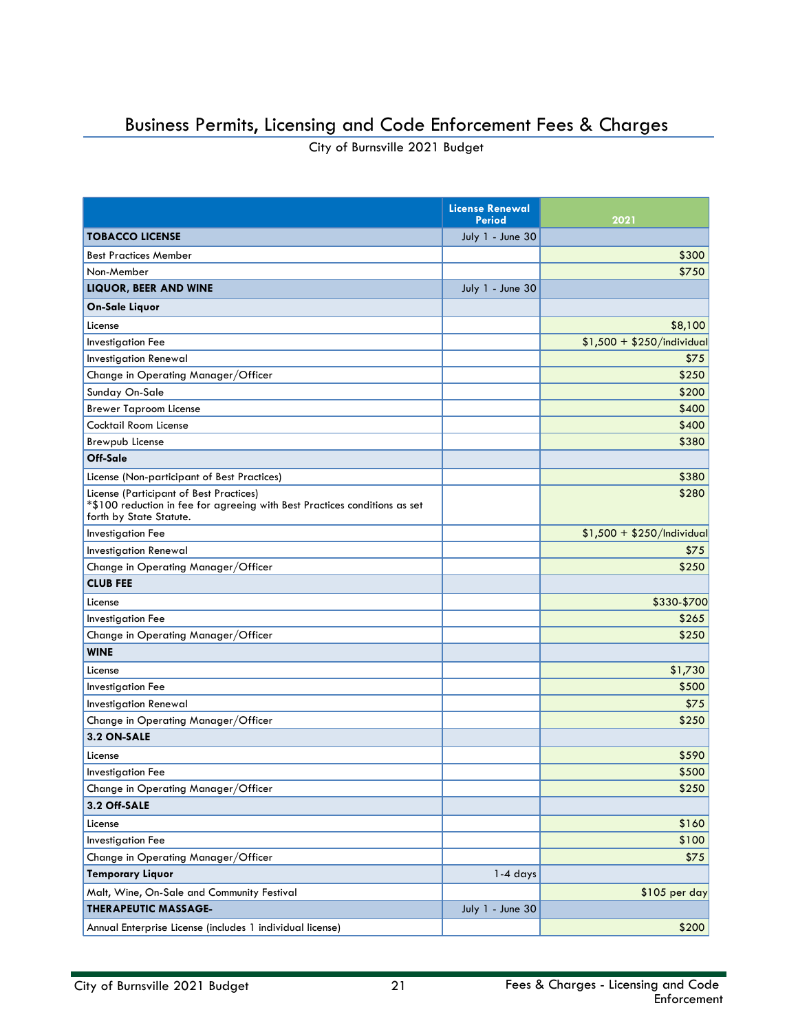# Business Permits, Licensing and Code Enforcement Fees & Charges

City of Burnsville 2021 Budget

| | License Renewal Period | 2021 |
|---|---|---|
| **TOBACCO LICENSE** | July 1 - June 30 | |
| Best Practices Member | | $300 |
| Non-Member | | $750 |
| **LIQUOR, BEER AND WINE** | July 1 - June 30 | |
| **On-Sale Liquor** | | |
| License | | $8,100 |
| Investigation Fee | | $1,500 + $250/individual |
| Investigation Renewal | | $75 |
| Change in Operating Manager/Officer | | $250 |
| Sunday On-Sale | | $200 |
| Brewer Taproom License | | $400 |
| Cocktail Room License | | $400 |
| Brewpub License | | $380 |
| **Off-Sale** | | |
| License (Non-participant of Best Practices) | | $380 |
| License (Participant of Best Practices)<br>*$100 reduction in fee for agreeing with Best Practices conditions as set forth by State Statute. | | $280 |
| Investigation Fee | | $1,500 + $250/Individual |
| Investigation Renewal | | $75 |
| Change in Operating Manager/Officer | | $250 |
| **CLUB FEE** | | |
| License | | $330-$700 |
| Investigation Fee | | $265 |
| Change in Operating Manager/Officer | | $250 |
| **WINE** | | |
| License | | $1,730 |
| Investigation Fee | | $500 |
| Investigation Renewal | | $75 |
| Change in Operating Manager/Officer | | $250 |
| **3.2 ON-SALE** | | |
| License | | $590 |
| Investigation Fee | | $500 |
| Change in Operating Manager/Officer | | $250 |
| **3.2 Off-SALE** | | |
| License | | $160 |
| Investigation Fee | | $100 |
| Change in Operating Manager/Officer | | $75 |
| **Temporary Liquor** | 1-4 days | |
| Malt, Wine, On-Sale and Community Festival | | $105 per day |
| **THERAPEUTIC MASSAGE-** | July 1 - June 30 | |
| Annual Enterprise License (includes 1 individual license) | | $200 |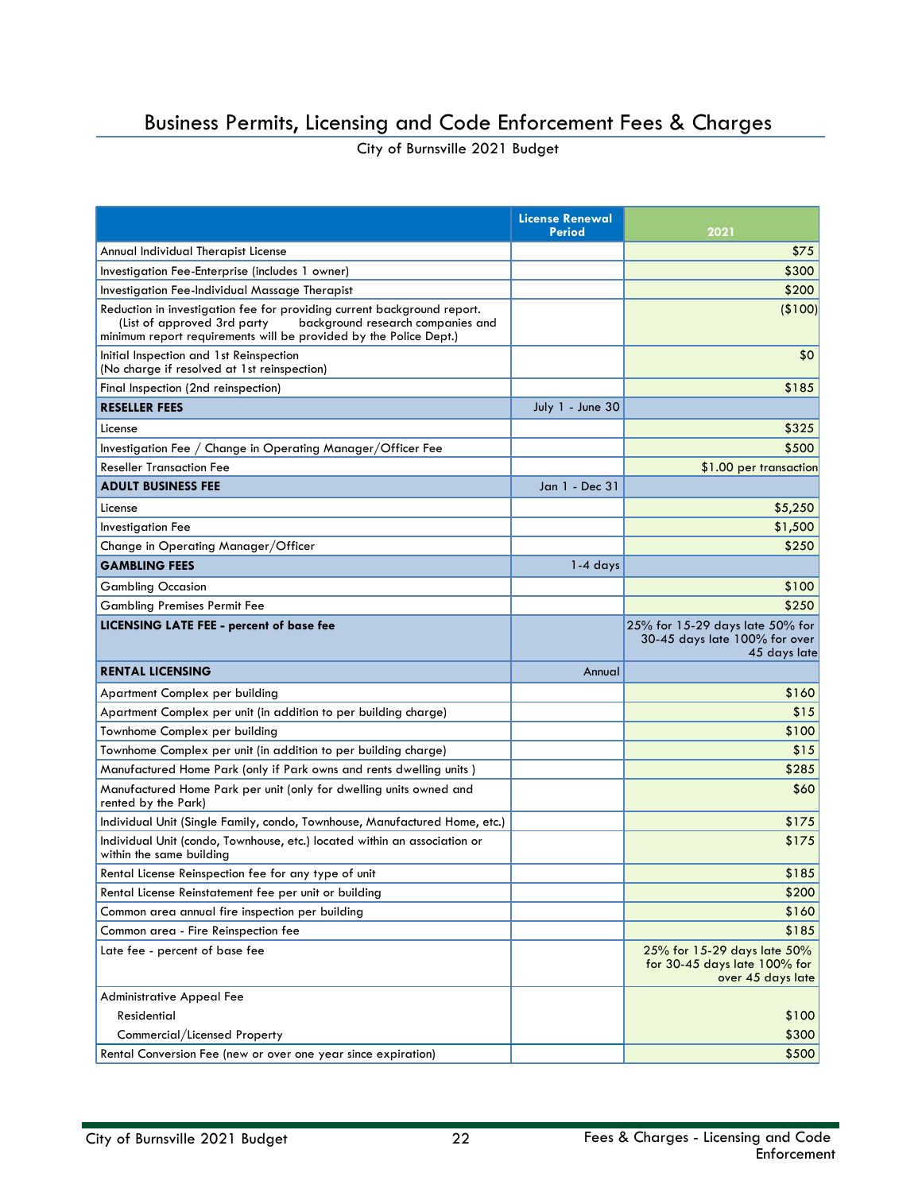# Business Permits, Licensing and Code Enforcement Fees & Charges

City of Burnsville 2021 Budget

| | License Renewal Period | 2021 |
|---|---|---|
| Annual Individual Therapist License | | $75 |
| Investigation Fee-Enterprise (includes 1 owner) | | $300 |
| Investigation Fee-Individual Massage Therapist | | $200 |
| Reduction in investigation fee for providing current background report. (List of approved 3rd party background research companies and minimum report requirements will be provided by the Police Dept.) | | ($100) |
| Initial Inspection and 1st Reinspection (No charge if resolved at 1st reinspection) | | $0 |
| Final Inspection (2nd reinspection) | | $185 |
| **RESELLER FEES** | July 1 - June 30 | |
| License | | $325 |
| Investigation Fee / Change in Operating Manager/Officer Fee | | $500 |
| Reseller Transaction Fee | | $1.00 per transaction |
| **ADULT BUSINESS FEE** | Jan 1 - Dec 31 | |
| License | | $5,250 |
| Investigation Fee | | $1,500 |
| Change in Operating Manager/Officer | | $250 |
| **GAMBLING FEES** | 1-4 days | |
| Gambling Occasion | | $100 |
| Gambling Premises Permit Fee | | $250 |
| **LICENSING LATE FEE - percent of base fee** | | 25% for 15-29 days late 50% for 30-45 days late 100% for over 45 days late |
| **RENTAL LICENSING** | Annual | |
| Apartment Complex per building | | $160 |
| Apartment Complex per unit (in addition to per building charge) | | $15 |
| Townhome Complex per building | | $100 |
| Townhome Complex per unit (in addition to per building charge) | | $15 |
| Manufactured Home Park (only if Park owns and rents dwelling units ) | | $285 |
| Manufactured Home Park per unit (only for dwelling units owned and rented by the Park) | | $60 |
| Individual Unit (Single Family, condo, Townhouse, Manufactured Home, etc.) | | $175 |
| Individual Unit (condo, Townhouse, etc.) located within an association or within the same building | | $175 |
| Rental License Reinspection fee for any type of unit | | $185 |
| Rental License Reinstatement fee per unit or building | | $200 |
| Common area annual fire inspection per building | | $160 |
| Common area - Fire Reinspection fee | | $185 |
| Late fee - percent of base fee | | 25% for 15-29 days late 50% for 30-45 days late 100% for over 45 days late |
| Administrative Appeal Fee | | |
| Residential | | $100 |
| Commercial/Licensed Property | | $300 |
| Rental Conversion Fee (new or over one year since expiration) | | $500 |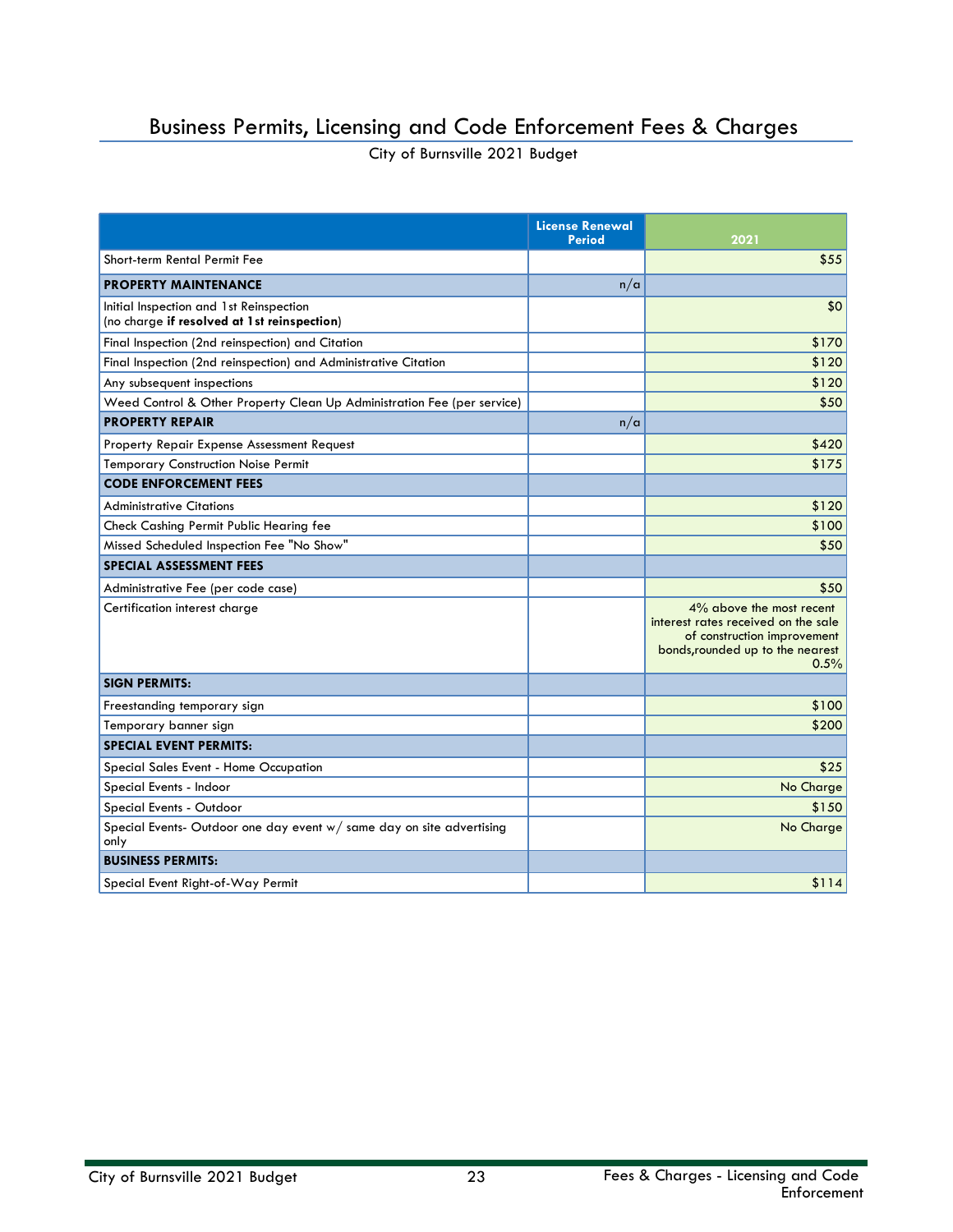# Business Permits, Licensing and Code Enforcement Fees & Charges

City of Burnsville 2021 Budget

| | License Renewal Period | 2021 |
|---|---|---|
| Short-term Rental Permit Fee | | $55 |
| **PROPERTY MAINTENANCE** | n/a | |
| Initial Inspection and 1st Reinspection (no charge **if resolved at 1st reinspection**) | | $0 |
| Final Inspection (2nd reinspection) and Citation | | $170 |
| Final Inspection (2nd reinspection) and Administrative Citation | | $120 |
| Any subsequent inspections | | $120 |
| Weed Control & Other Property Clean Up Administration Fee (per service) | | $50 |
| **PROPERTY REPAIR** | n/a | |
| Property Repair Expense Assessment Request | | $420 |
| Temporary Construction Noise Permit | | $175 |
| **CODE ENFORCEMENT FEES** | | |
| Administrative Citations | | $120 |
| Check Cashing Permit Public Hearing fee | | $100 |
| Missed Scheduled Inspection Fee "No Show" | | $50 |
| **SPECIAL ASSESSMENT FEES** | | |
| Administrative Fee (per code case) | | $50 |
| Certification interest charge | | 4% above the most recent interest rates received on the sale of construction improvement bonds,rounded up to the nearest 0.5% |
| **SIGN PERMITS:** | | |
| Freestanding temporary sign | | $100 |
| Temporary banner sign | | $200 |
| **SPECIAL EVENT PERMITS:** | | |
| Special Sales Event - Home Occupation | | $25 |
| Special Events - Indoor | | No Charge |
| Special Events - Outdoor | | $150 |
| Special Events- Outdoor one day event w/ same day on site advertising only | | No Charge |
| **BUSINESS PERMITS:** | | |
| Special Event Right-of-Way Permit | | $114 |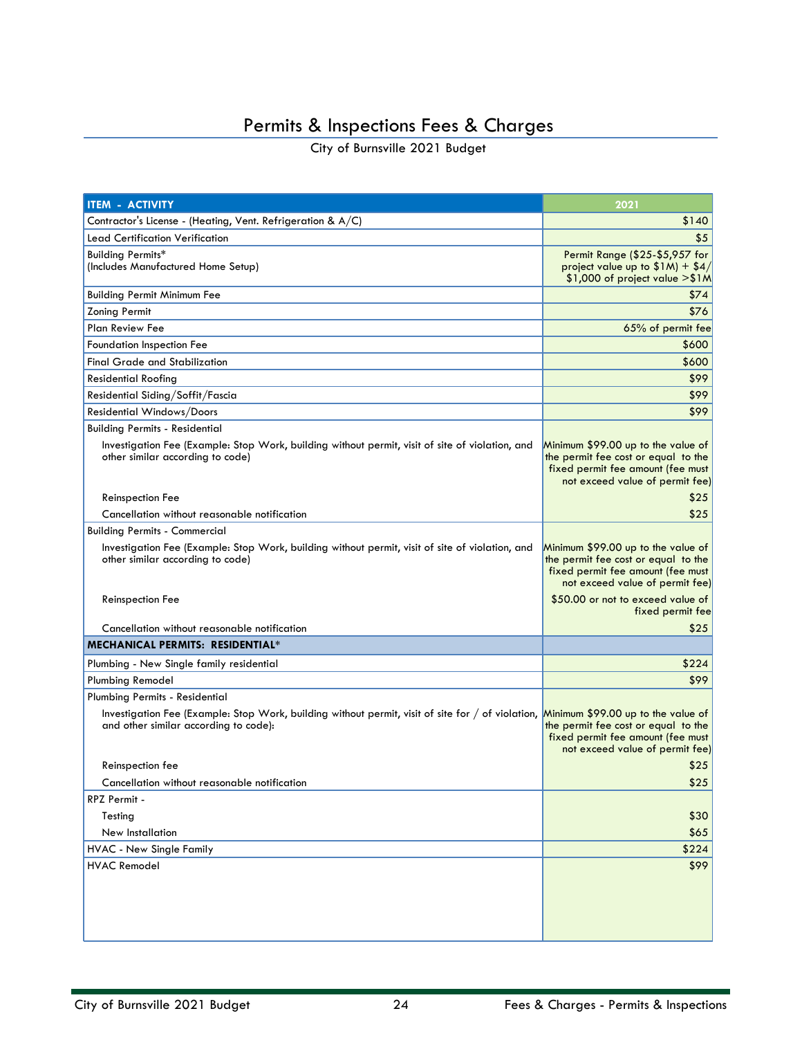# Permits & Inspections Fees & Charges

City of Burnsville 2021 Budget

| ITEM - ACTIVITY | 2021 |
|---|---|
| Contractor's License - (Heating, Vent. Refrigeration & A/C) | $140 |
| Lead Certification Verification | $5 |
| Building Permits* (Includes Manufactured Home Setup) | Permit Range ($25-$5,957 for project value up to $1M) + $4/ $1,000 of project value >$1M |
| Building Permit Minimum Fee | $74 |
| Zoning Permit | $76 |
| Plan Review Fee | 65% of permit fee |
| Foundation Inspection Fee | $600 |
| Final Grade and Stabilization | $600 |
| Residential Roofing | $99 |
| Residential Siding/Soffit/Fascia | $99 |
| Residential Windows/Doors | $99 |
| Building Permits - Residential | |
| Investigation Fee (Example: Stop Work, building without permit, visit of site of violation, and other similar according to code) | Minimum $99.00 up to the value of the permit fee cost or equal to the fixed permit fee amount (fee must not exceed value of permit fee) |
| Reinspection Fee | $25 |
| Cancellation without reasonable notification | $25 |
| Building Permits - Commercial | |
| Investigation Fee (Example: Stop Work, building without permit, visit of site of violation, and other similar according to code) | Minimum $99.00 up to the value of the permit fee cost or equal to the fixed permit fee amount (fee must not exceed value of permit fee) |
| Reinspection Fee | $50.00 or not to exceed value of fixed permit fee |
| Cancellation without reasonable notification | $25 |
| **MECHANICAL PERMITS: RESIDENTIAL*** | |
| Plumbing - New Single family residential | $224 |
| Plumbing Remodel | $99 |
| Plumbing Permits - Residential | |
| Investigation Fee (Example: Stop Work, building without permit, visit of site for / of violation, and other similar according to code): | Minimum $99.00 up to the value of the permit fee cost or equal to the fixed permit fee amount (fee must not exceed value of permit fee) |
| Reinspection fee | $25 |
| Cancellation without reasonable notification | $25 |
| RPZ Permit - | |
| Testing | $30 |
| New Installation | $65 |
| HVAC - New Single Family | $224 |
| HVAC Remodel | $99 |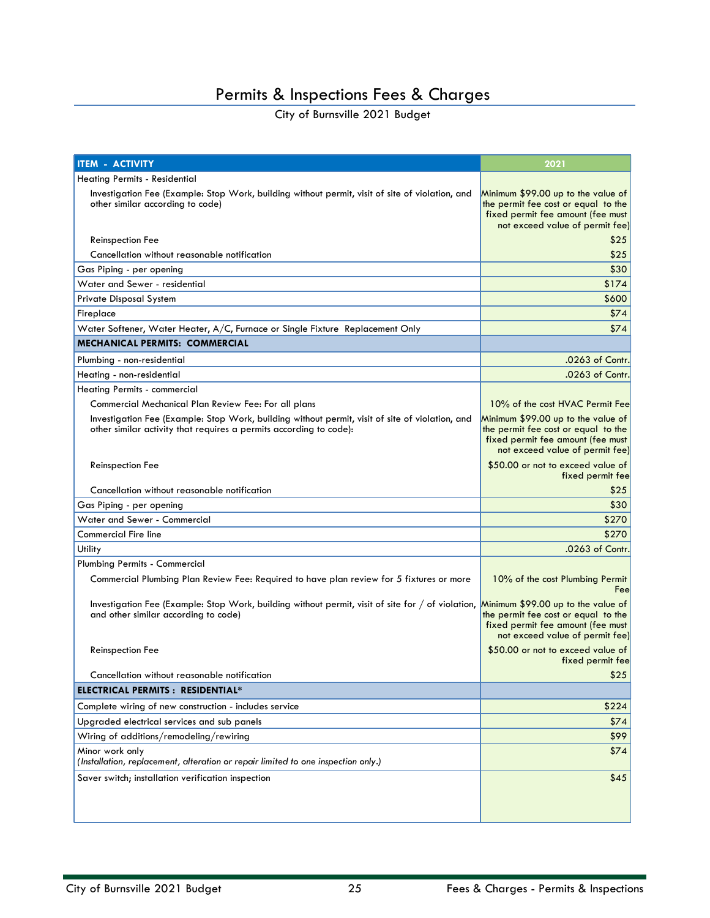# Permits & Inspections Fees & Charges

City of Burnsville 2021 Budget

| ITEM - ACTIVITY | 2021 |
|---|---|
| Heating Permits - Residential | |
| Investigation Fee (Example: Stop Work, building without permit, visit of site of violation, and other similar according to code) | Minimum $99.00 up to the value of the permit fee cost or equal to the fixed permit fee amount (fee must not exceed value of permit fee) |
| Reinspection Fee | $25 |
| Cancellation without reasonable notification | $25 |
| Gas Piping - per opening | $30 |
| Water and Sewer - residential | $174 |
| Private Disposal System | $600 |
| Fireplace | $74 |
| Water Softener, Water Heater, A/C, Furnace or Single Fixture Replacement Only | $74 |
| **MECHANICAL PERMITS: COMMERCIAL** | |
| Plumbing - non-residential | .0263 of Contr. |
| Heating - non-residential | .0263 of Contr. |
| Heating Permits - commercial | |
| Commercial Mechanical Plan Review Fee: For all plans | 10% of the cost HVAC Permit Fee |
| Investigation Fee (Example: Stop Work, building without permit, visit of site of violation, and other similar activity that requires a permits according to code): | Minimum $99.00 up to the value of the permit fee cost or equal to the fixed permit fee amount (fee must not exceed value of permit fee) |
| Reinspection Fee | $50.00 or not to exceed value of fixed permit fee |
| Cancellation without reasonable notification | $25 |
| Gas Piping - per opening | $30 |
| Water and Sewer - Commercial | $270 |
| Commercial Fire line | $270 |
| Utility | .0263 of Contr. |
| Plumbing Permits - Commercial | |
| Commercial Plumbing Plan Review Fee: Required to have plan review for 5 fixtures or more | 10% of the cost Plumbing Permit Fee |
| Investigation Fee (Example: Stop Work, building without permit, visit of site for / of violation, and other similar according to code) | Minimum $99.00 up to the value of the permit fee cost or equal to the fixed permit fee amount (fee must not exceed value of permit fee) |
| Reinspection Fee | $50.00 or not to exceed value of fixed permit fee |
| Cancellation without reasonable notification | $25 |
| **ELECTRICAL PERMITS : RESIDENTIAL*** | |
| Complete wiring of new construction - includes service | $224 |
| Upgraded electrical services and sub panels | $74 |
| Wiring of additions/remodeling/rewiring | $99 |
| Minor work only<br>*(Installation, replacement, alteration or repair limited to one inspection only.)* | $74 |
| Saver switch; installation verification inspection | $45 |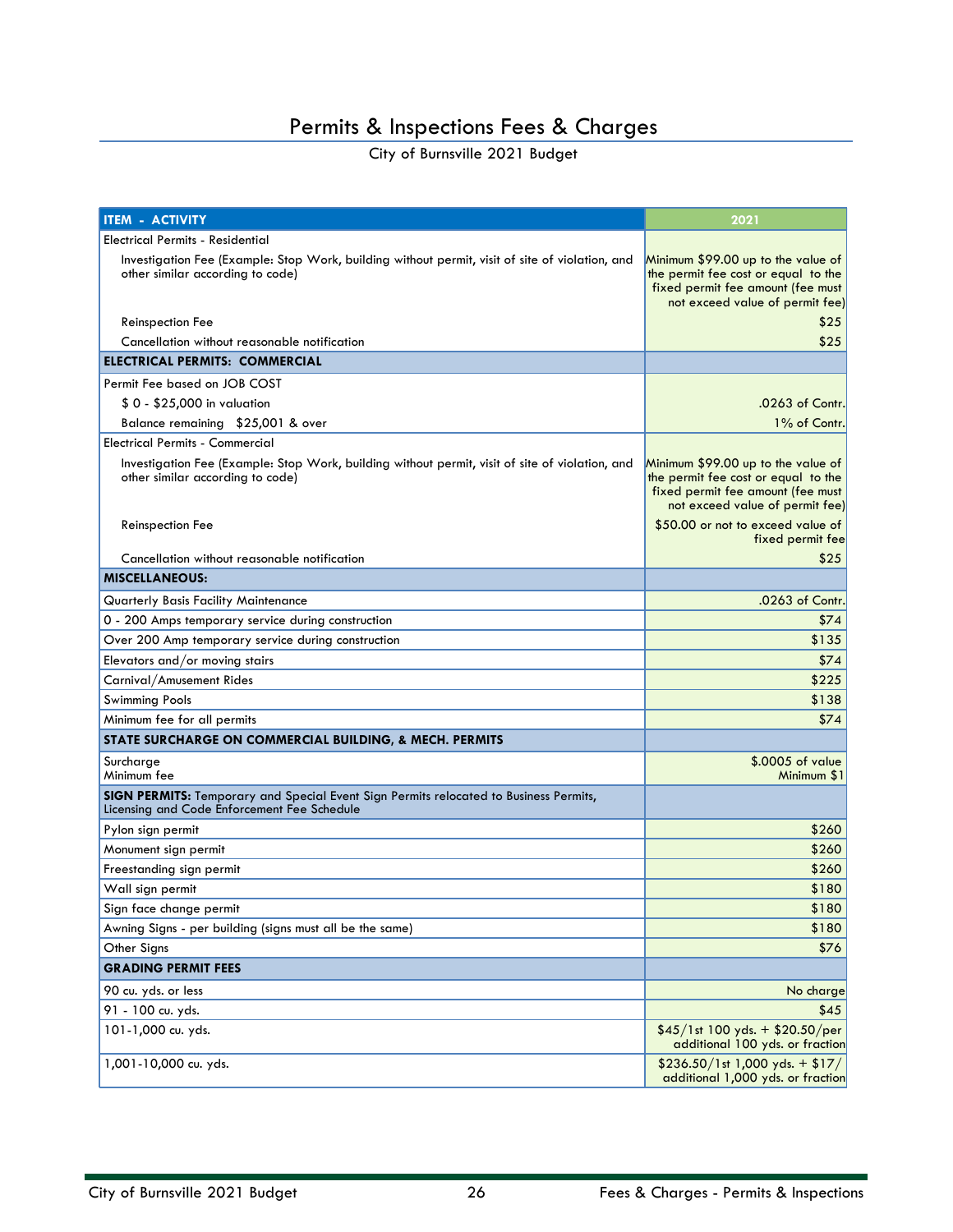# Permits & Inspections Fees & Charges

City of Burnsville 2021 Budget

| ITEM - ACTIVITY | 2021 |
|---|---|
| Electrical Permits - Residential | |
| Investigation Fee (Example: Stop Work, building without permit, visit of site of violation, and other similar according to code) | Minimum $99.00 up to the value of the permit fee cost or equal to the fixed permit fee amount (fee must not exceed value of permit fee) |
| Reinspection Fee | $25 |
| Cancellation without reasonable notification | $25 |
| **ELECTRICAL PERMITS: COMMERCIAL** | |
| Permit Fee based on JOB COST | |
| $ 0 - $25,000 in valuation | .0263 of Contr. |
| Balance remaining $25,001 & over | 1% of Contr. |
| Electrical Permits - Commercial | |
| Investigation Fee (Example: Stop Work, building without permit, visit of site of violation, and other similar according to code) | Minimum $99.00 up to the value of the permit fee cost or equal to the fixed permit fee amount (fee must not exceed value of permit fee) |
| Reinspection Fee | $50.00 or not to exceed value of fixed permit fee |
| Cancellation without reasonable notification | $25 |
| **MISCELLANEOUS:** | |
| Quarterly Basis Facility Maintenance | .0263 of Contr. |
| 0 - 200 Amps temporary service during construction | $74 |
| Over 200 Amp temporary service during construction | $135 |
| Elevators and/or moving stairs | $74 |
| Carnival/Amusement Rides | $225 |
| Swimming Pools | $138 |
| Minimum fee for all permits | $74 |
| **STATE SURCHARGE ON COMMERCIAL BUILDING, & MECH. PERMITS** | |
| Surcharge<br>Minimum fee | $.0005 of value<br>Minimum $1 |
| **SIGN PERMITS:** Temporary and Special Event Sign Permits relocated to Business Permits, Licensing and Code Enforcement Fee Schedule | |
| Pylon sign permit | $260 |
| Monument sign permit | $260 |
| Freestanding sign permit | $260 |
| Wall sign permit | $180 |
| Sign face change permit | $180 |
| Awning Signs - per building (signs must all be the same) | $180 |
| Other Signs | $76 |
| **GRADING PERMIT FEES** | |
| 90 cu. yds. or less | No charge |
| 91 - 100 cu. yds. | $45 |
| 101-1,000 cu. yds. | $45/1st 100 yds. + $20.50/per additional 100 yds. or fraction |
| 1,001-10,000 cu. yds. | $236.50/1st 1,000 yds. + $17/ additional 1,000 yds. or fraction |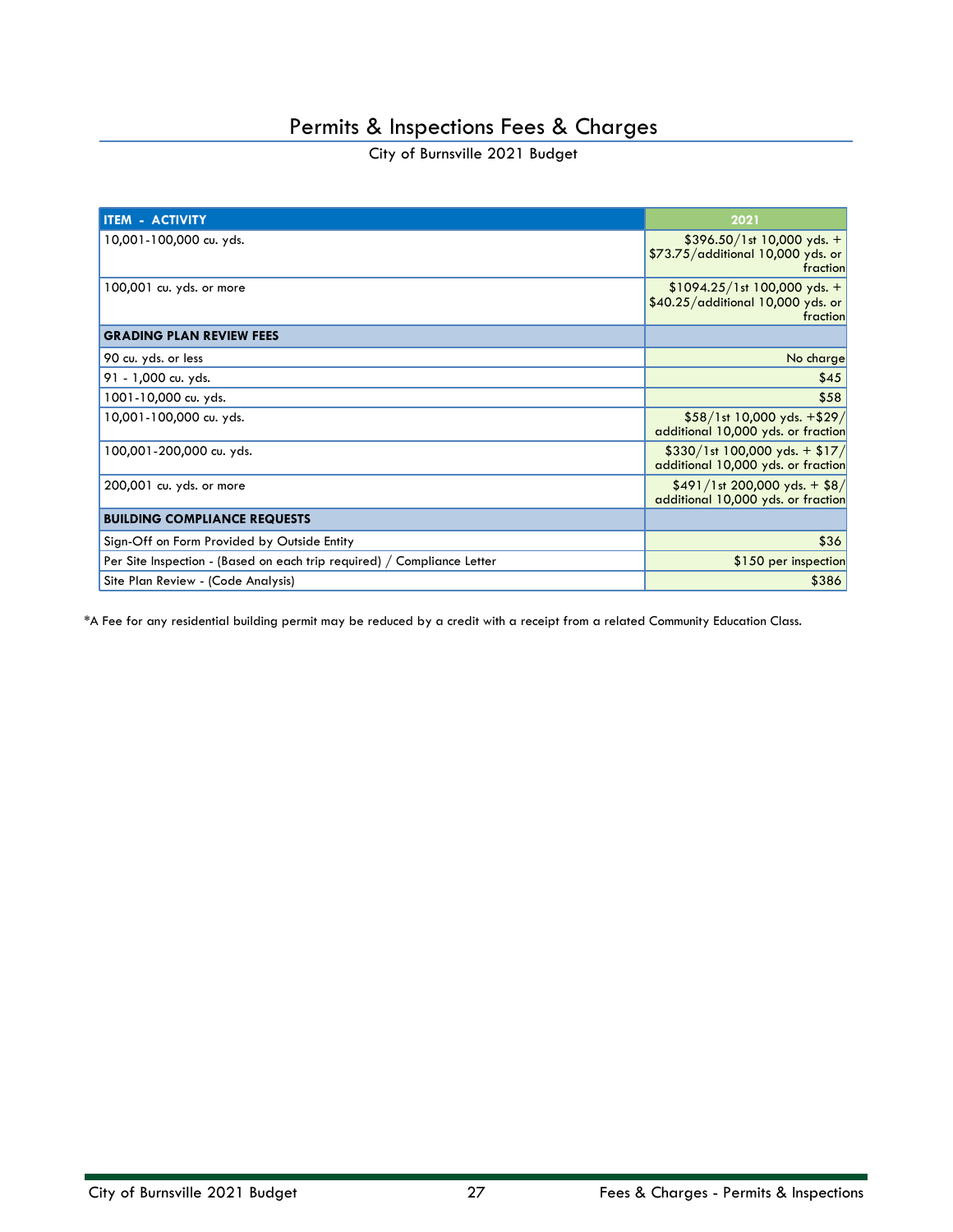# Permits & Inspections Fees & Charges

City of Burnsville 2021 Budget

| ITEM - ACTIVITY | 2021 |
|---|---|
| 10,001-100,000 cu. yds. | $396.50/1st 10,000 yds. + $73.75/additional 10,000 yds. or fraction |
| 100,001 cu. yds. or more | $1094.25/1st 100,000 yds. + $40.25/additional 10,000 yds. or fraction |
| **GRADING PLAN REVIEW FEES** | |
| 90 cu. yds. or less | No charge |
| 91 - 1,000 cu. yds. | $45 |
| 1001-10,000 cu. yds. | $58 |
| 10,001-100,000 cu. yds. | $58/1st 10,000 yds. +$29/ additional 10,000 yds. or fraction |
| 100,001-200,000 cu. yds. | $330/1st 100,000 yds. + $17/ additional 10,000 yds. or fraction |
| 200,001 cu. yds. or more | $491/1st 200,000 yds. + $8/ additional 10,000 yds. or fraction |
| **BUILDING COMPLIANCE REQUESTS** | |
| Sign-Off on Form Provided by Outside Entity | $36 |
| Per Site Inspection - (Based on each trip required) / Compliance Letter | $150 per inspection |
| Site Plan Review - (Code Analysis) | $386 |

*A Fee for any residential building permit may be reduced by a credit with a receipt from a related Community Education Class.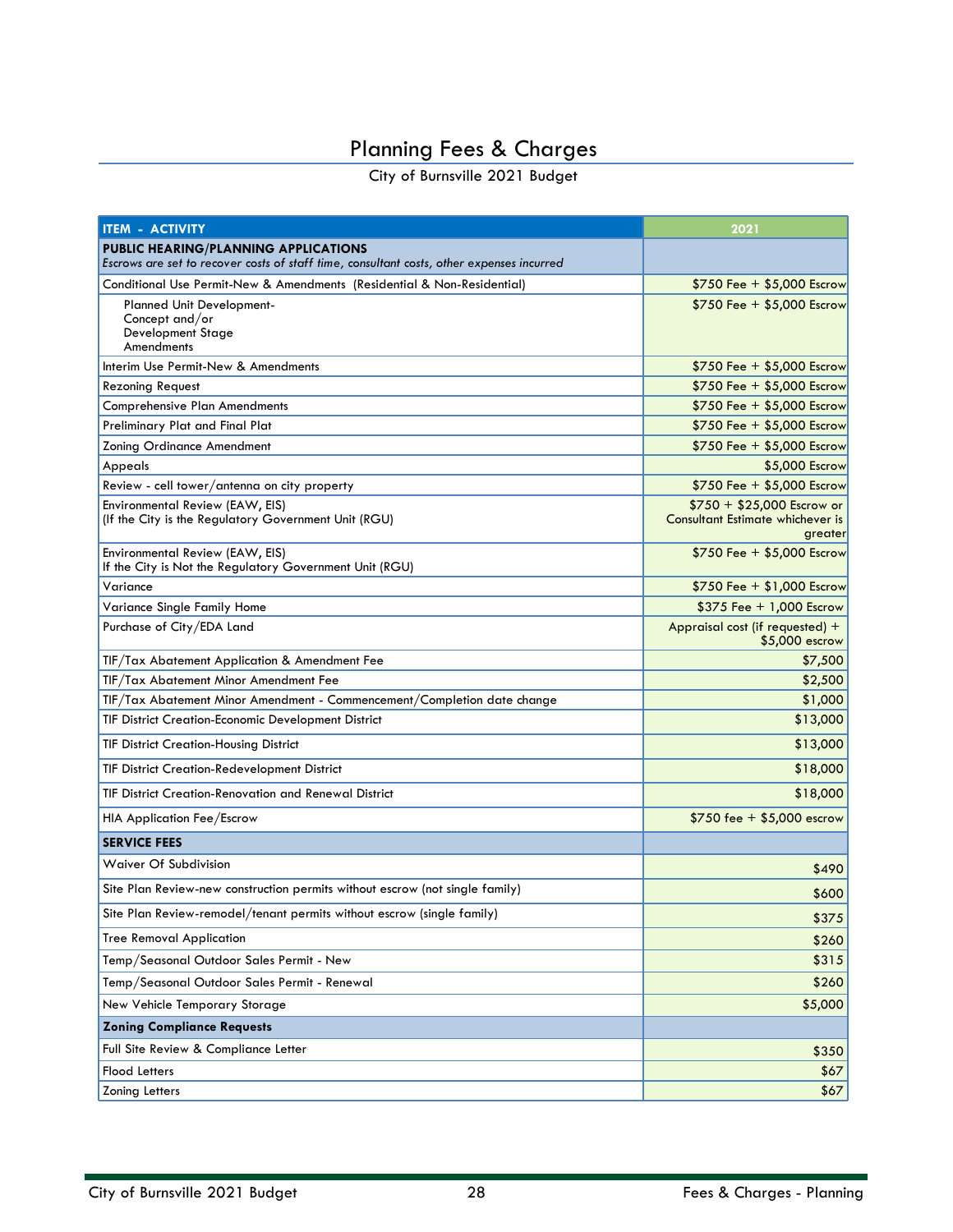# Planning Fees & Charges

City of Burnsville 2021 Budget

| ITEM - ACTIVITY | 2021 |
|---|---|
| **PUBLIC HEARING/PLANNING APPLICATIONS**<br>*Escrows are set to recover costs of staff time, consultant costs, other expenses incurred* | |
| Conditional Use Permit-New & Amendments (Residential & Non-Residential) | $750 Fee + $5,000 Escrow |
| Planned Unit Development-<br>Concept and/or<br>Development Stage<br>Amendments | $750 Fee + $5,000 Escrow |
| Interim Use Permit-New & Amendments | $750 Fee + $5,000 Escrow |
| Rezoning Request | $750 Fee + $5,000 Escrow |
| Comprehensive Plan Amendments | $750 Fee + $5,000 Escrow |
| Preliminary Plat and Final Plat | $750 Fee + $5,000 Escrow |
| Zoning Ordinance Amendment | $750 Fee + $5,000 Escrow |
| Appeals | $5,000 Escrow |
| Review - cell tower/antenna on city property | $750 Fee + $5,000 Escrow |
| Environmental Review (EAW, EIS)<br>(If the City is the Regulatory Government Unit (RGU) | $750 + $25,000 Escrow or Consultant Estimate whichever is greater |
| Environmental Review (EAW, EIS)<br>If the City is Not the Regulatory Government Unit (RGU) | $750 Fee + $5,000 Escrow |
| Variance | $750 Fee + $1,000 Escrow |
| Variance Single Family Home | $375 Fee + 1,000 Escrow |
| Purchase of City/EDA Land | Appraisal cost (if requested) + $5,000 escrow |
| TIF/Tax Abatement Application & Amendment Fee | $7,500 |
| TIF/Tax Abatement Minor Amendment Fee | $2,500 |
| TIF/Tax Abatement Minor Amendment - Commencement/Completion date change | $1,000 |
| TIF District Creation-Economic Development District | $13,000 |
| TIF District Creation-Housing District | $13,000 |
| TIF District Creation-Redevelopment District | $18,000 |
| TIF District Creation-Renovation and Renewal District | $18,000 |
| HIA Application Fee/Escrow | $750 fee + $5,000 escrow |
| **SERVICE FEES** | |
| Waiver Of Subdivision | $490 |
| Site Plan Review-new construction permits without escrow (not single family) | $600 |
| Site Plan Review-remodel/tenant permits without escrow (single family) | $375 |
| Tree Removal Application | $260 |
| Temp/Seasonal Outdoor Sales Permit - New | $315 |
| Temp/Seasonal Outdoor Sales Permit - Renewal | $260 |
| New Vehicle Temporary Storage | $5,000 |
| **Zoning Compliance Requests** | |
| Full Site Review & Compliance Letter | $350 |
| Flood Letters | $67 |
| Zoning Letters | $67 |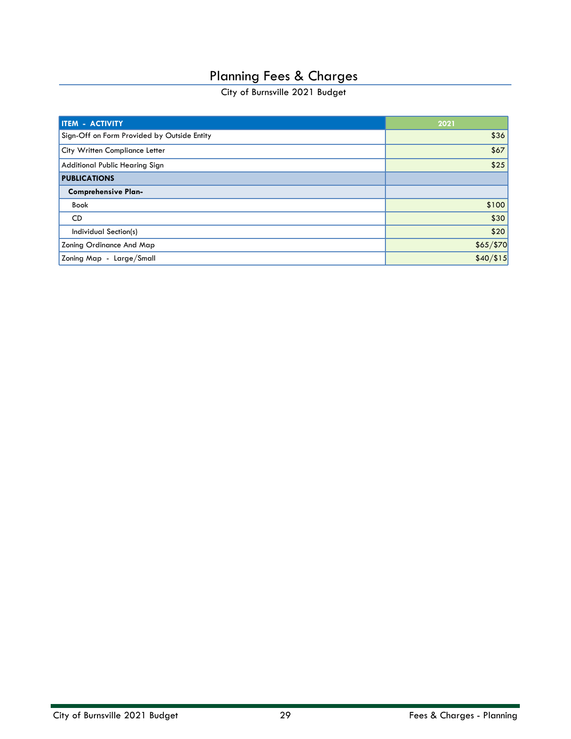# Planning Fees & Charges

City of Burnsville 2021 Budget

| ITEM - ACTIVITY | 2021 |
|---|---|
| Sign-Off on Form Provided by Outside Entity | $36 |
| City Written Compliance Letter | $67 |
| Additional Public Hearing Sign | $25 |
| **PUBLICATIONS** | |
| **Comprehensive Plan-** | |
| Book | $100 |
| CD | $30 |
| Individual Section(s) | $20 |
| Zoning Ordinance And Map | $65/$70 |
| Zoning Map - Large/Small | $40/$15 |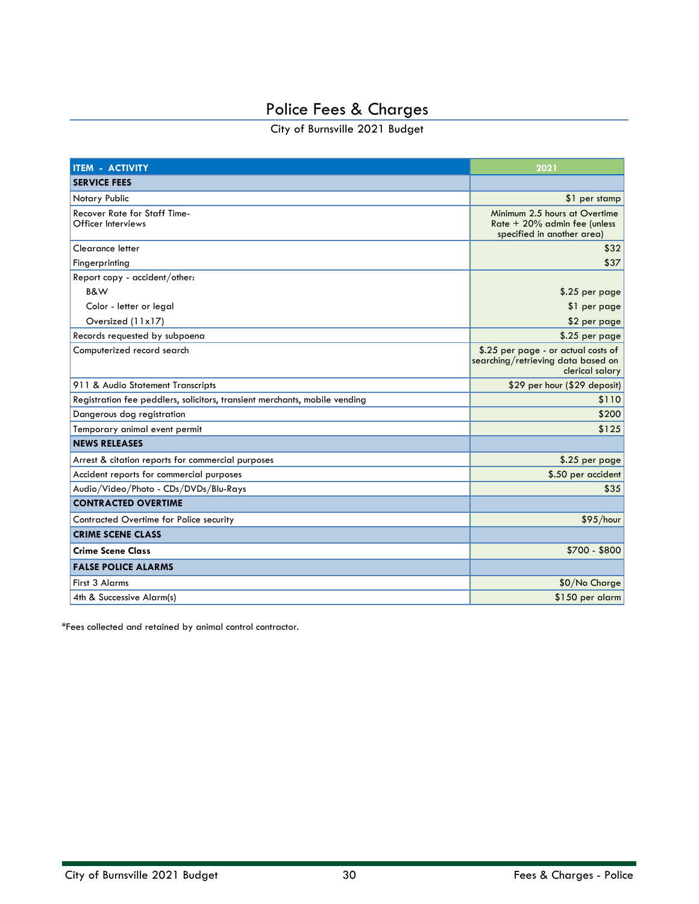# Police Fees & Charges

City of Burnsville 2021 Budget

| ITEM - ACTIVITY | 2021 |
|---|---|
| **SERVICE FEES** | |
| Notary Public | $1 per stamp |
| Recover Rate for Staff Time-<br>Officer Interviews | Minimum 2.5 hours at Overtime Rate + 20% admin fee (unless specified in another area) |
| Clearance letter | $32 |
| Fingerprinting | $37 |
| Report copy - accident/other: | |
| B&W | $.25 per page |
| Color - letter or legal | $1 per page |
| Oversized (11x17) | $2 per page |
| Records requested by subpoena | $.25 per page |
| Computerized record search | $.25 per page - or actual costs of searching/retrieving data based on clerical salary |
| 911 & Audio Statement Transcripts | $29 per hour ($29 deposit) |
| Registration fee peddlers, solicitors, transient merchants, mobile vending | $110 |
| Dangerous dog registration | $200 |
| Temporary animal event permit | $125 |
| **NEWS RELEASES** | |
| Arrest & citation reports for commercial purposes | $.25 per page |
| Accident reports for commercial purposes | $.50 per accident |
| Audio/Video/Photo - CDs/DVDs/Blu-Rays | $35 |
| **CONTRACTED OVERTIME** | |
| Contracted Overtime for Police security | $95/hour |
| **CRIME SCENE CLASS** | |
| **Crime Scene Class** | $700 - $800 |
| **FALSE POLICE ALARMS** | |
| First 3 Alarms | $0/No Charge |
| 4th & Successive Alarm(s) | $150 per alarm |

*Fees collected and retained by animal control contractor.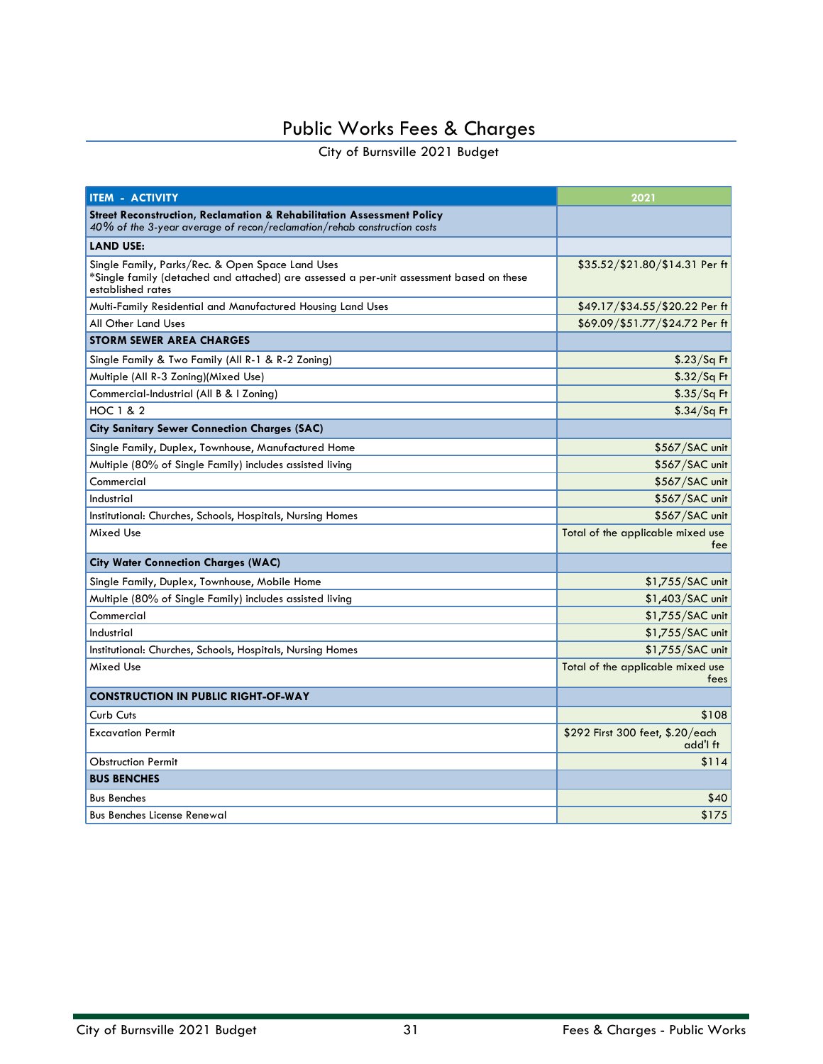# Public Works Fees & Charges

City of Burnsville 2021 Budget

| ITEM - ACTIVITY | 2021 |
|---|---|
| **Street Reconstruction, Reclamation & Rehabilitation Assessment Policy** *40% of the 3-year average of recon/reclamation/rehab construction costs* | |
| **LAND USE:** | |
| Single Family, Parks/Rec. & Open Space Land Uses *Single family (detached and attached) are assessed a per-unit assessment based on these established rates | $35.52/$21.80/$14.31 Per ft |
| Multi-Family Residential and Manufactured Housing Land Uses | $49.17/$34.55/$20.22 Per ft |
| All Other Land Uses | $69.09/$51.77/$24.72 Per ft |
| **STORM SEWER AREA CHARGES** | |
| Single Family & Two Family (All R-1 & R-2 Zoning) | $.23/Sq Ft |
| Multiple (All R-3 Zoning)(Mixed Use) | $.32/Sq Ft |
| Commercial-Industrial (All B & I Zoning) | $.35/Sq Ft |
| HOC 1 & 2 | $.34/Sq Ft |
| **City Sanitary Sewer Connection Charges (SAC)** | |
| Single Family, Duplex, Townhouse, Manufactured Home | $567/SAC unit |
| Multiple (80% of Single Family) includes assisted living | $567/SAC unit |
| Commercial | $567/SAC unit |
| Industrial | $567/SAC unit |
| Institutional: Churches, Schools, Hospitals, Nursing Homes | $567/SAC unit |
| Mixed Use | Total of the applicable mixed use fee |
| **City Water Connection Charges (WAC)** | |
| Single Family, Duplex, Townhouse, Mobile Home | $1,755/SAC unit |
| Multiple (80% of Single Family) includes assisted living | $1,403/SAC unit |
| Commercial | $1,755/SAC unit |
| Industrial | $1,755/SAC unit |
| Institutional: Churches, Schools, Hospitals, Nursing Homes | $1,755/SAC unit |
| Mixed Use | Total of the applicable mixed use fees |
| **CONSTRUCTION IN PUBLIC RIGHT-OF-WAY** | |
| Curb Cuts | $108 |
| Excavation Permit | $292 First 300 feet, $.20/each add'l ft |
| Obstruction Permit | $114 |
| **BUS BENCHES** | |
| Bus Benches | $40 |
| Bus Benches License Renewal | $175 |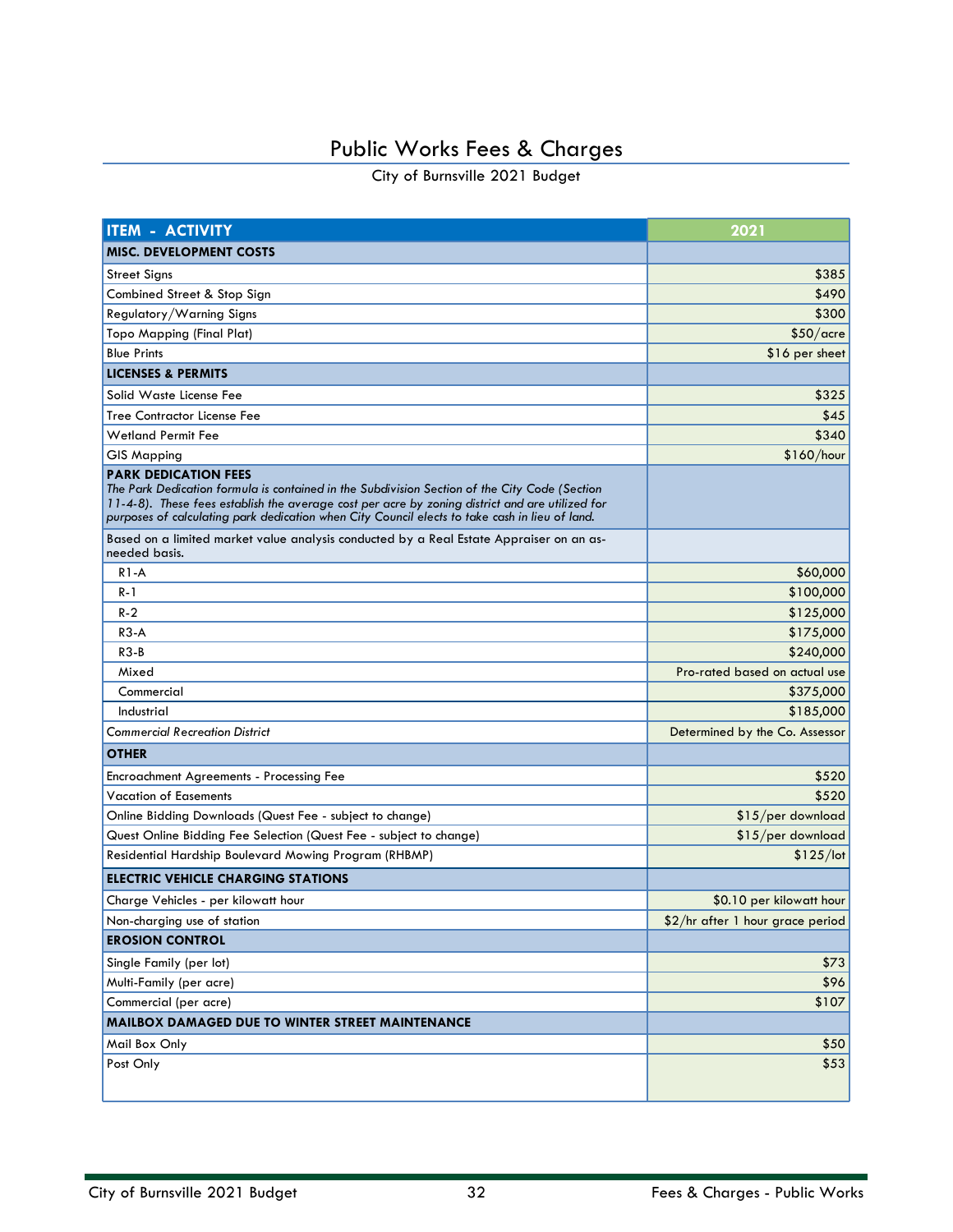# Public Works Fees & Charges

City of Burnsville 2021 Budget

| ITEM - ACTIVITY | 2021 |
|---|---|
| **MISC. DEVELOPMENT COSTS** | |
| Street Signs | $385 |
| Combined Street & Stop Sign | $490 |
| Regulatory/Warning Signs | $300 |
| Topo Mapping (Final Plat) | $50/acre |
| Blue Prints | $16 per sheet |
| **LICENSES & PERMITS** | |
| Solid Waste License Fee | $325 |
| Tree Contractor License Fee | $45 |
| Wetland Permit Fee | $340 |
| GIS Mapping | $160/hour |
| **PARK DEDICATION FEES** *The Park Dedication formula is contained in the Subdivision Section of the City Code (Section 11-4-8). These fees establish the average cost per acre by zoning district and are utilized for purposes of calculating park dedication when City Council elects to take cash in lieu of land.* | |
| Based on a limited market value analysis conducted by a Real Estate Appraiser on an as-needed basis. | |
| R1-A | $60,000 |
| R-1 | $100,000 |
| R-2 | $125,000 |
| R3-A | $175,000 |
| R3-B | $240,000 |
| Mixed | Pro-rated based on actual use |
| Commercial | $375,000 |
| Industrial | $185,000 |
| *Commercial Recreation District* | Determined by the Co. Assessor |
| **OTHER** | |
| Encroachment Agreements - Processing Fee | $520 |
| Vacation of Easements | $520 |
| Online Bidding Downloads (Quest Fee - subject to change) | $15/per download |
| Quest Online Bidding Fee Selection (Quest Fee - subject to change) | $15/per download |
| Residential Hardship Boulevard Mowing Program (RHBMP) | $125/lot |
| **ELECTRIC VEHICLE CHARGING STATIONS** | |
| Charge Vehicles - per kilowatt hour | $0.10 per kilowatt hour |
| Non-charging use of station | $2/hr after 1 hour grace period |
| **EROSION CONTROL** | |
| Single Family (per lot) | $73 |
| Multi-Family (per acre) | $96 |
| Commercial (per acre) | $107 |
| **MAILBOX DAMAGED DUE TO WINTER STREET MAINTENANCE** | |
| Mail Box Only | $50 |
| Post Only | $53 |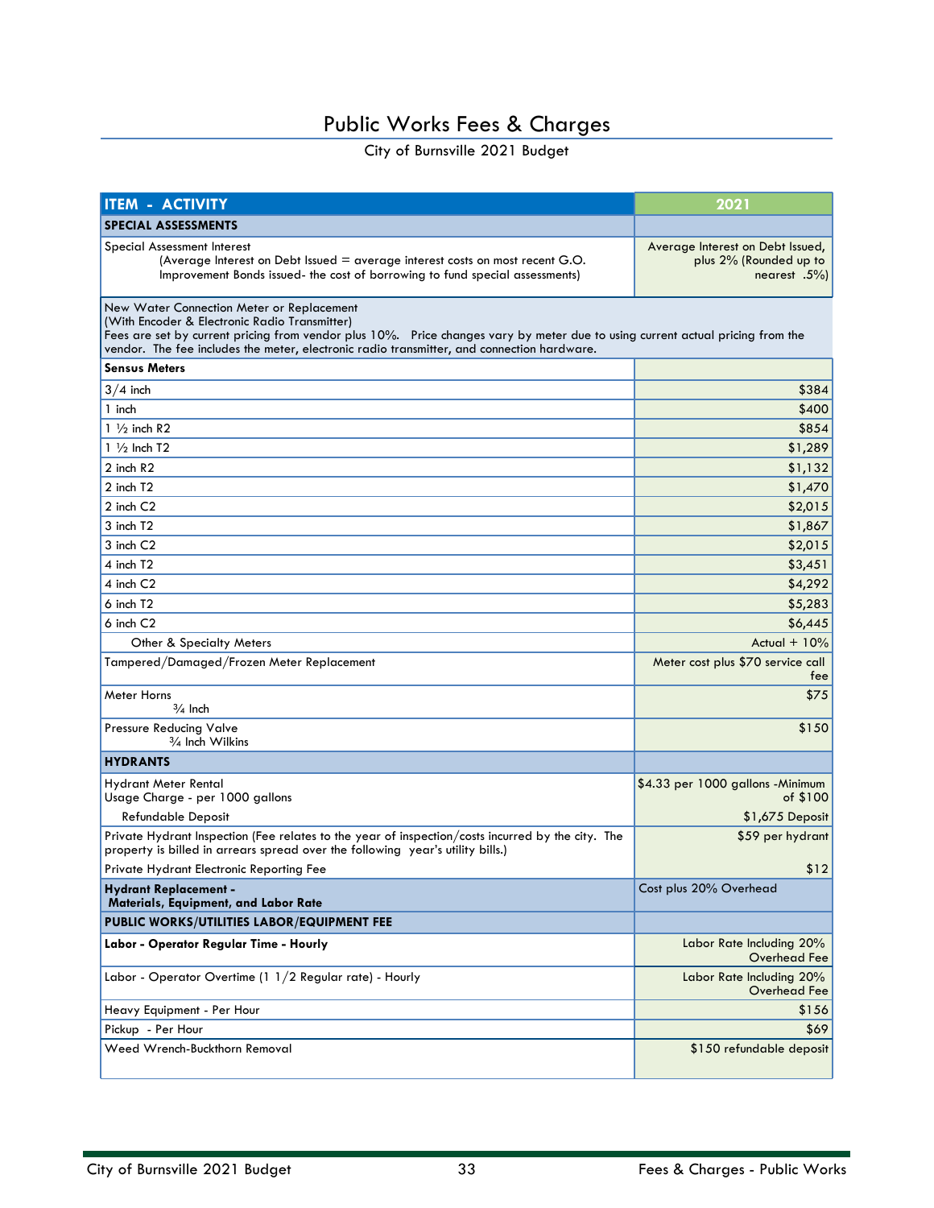# Public Works Fees & Charges

City of Burnsville 2021 Budget

| ITEM - ACTIVITY | 2021 |
|---|---|
| **SPECIAL ASSESSMENTS** | |
| Special Assessment Interest<br>(Average Interest on Debt Issued = average interest costs on most recent G.O. Improvement Bonds issued- the cost of borrowing to fund special assessments) | Average Interest on Debt Issued, plus 2% (Rounded up to nearest .5%) |
| New Water Connection Meter or Replacement<br>(With Encoder & Electronic Radio Transmitter)<br>Fees are set by current pricing from vendor plus 10%. Price changes vary by meter due to using current actual pricing from the vendor. The fee includes the meter, electronic radio transmitter, and connection hardware. | |
| **Sensus Meters** | |
| 3/4 inch | $384 |
| 1 inch | $400 |
| 1 ½ inch R2 | $854 |
| 1 ½ Inch T2 | $1,289 |
| 2 inch R2 | $1,132 |
| 2 inch T2 | $1,470 |
| 2 inch C2 | $2,015 |
| 3 inch T2 | $1,867 |
| 3 inch C2 | $2,015 |
| 4 inch T2 | $3,451 |
| 4 inch C2 | $4,292 |
| 6 inch T2 | $5,283 |
| 6 inch C2 | $6,445 |
| Other & Specialty Meters | Actual + 10% |
| Tampered/Damaged/Frozen Meter Replacement | Meter cost plus $70 service call fee |
| Meter Horns<br>¾ Inch | $75 |
| Pressure Reducing Valve<br>¾ Inch Wilkins | $150 |
| **HYDRANTS** | |
| Hydrant Meter Rental<br>Usage Charge - per 1000 gallons | $4.33 per 1000 gallons -Minimum of $100 |
| Refundable Deposit | $1,675 Deposit |
| Private Hydrant Inspection (Fee relates to the year of inspection/costs incurred by the city. The property is billed in arrears spread over the following year's utility bills.) | $59 per hydrant |
| Private Hydrant Electronic Reporting Fee | $12 |
| **Hydrant Replacement - Materials, Equipment, and Labor Rate** | Cost plus 20% Overhead |
| **PUBLIC WORKS/UTILITIES LABOR/EQUIPMENT FEE** | |
| **Labor - Operator Regular Time - Hourly** | Labor Rate Including 20% Overhead Fee |
| Labor - Operator Overtime (1 1/2 Regular rate) - Hourly | Labor Rate Including 20% Overhead Fee |
| Heavy Equipment - Per Hour | $156 |
| Pickup - Per Hour | $69 |
| Weed Wrench-Buckthorn Removal | $150 refundable deposit |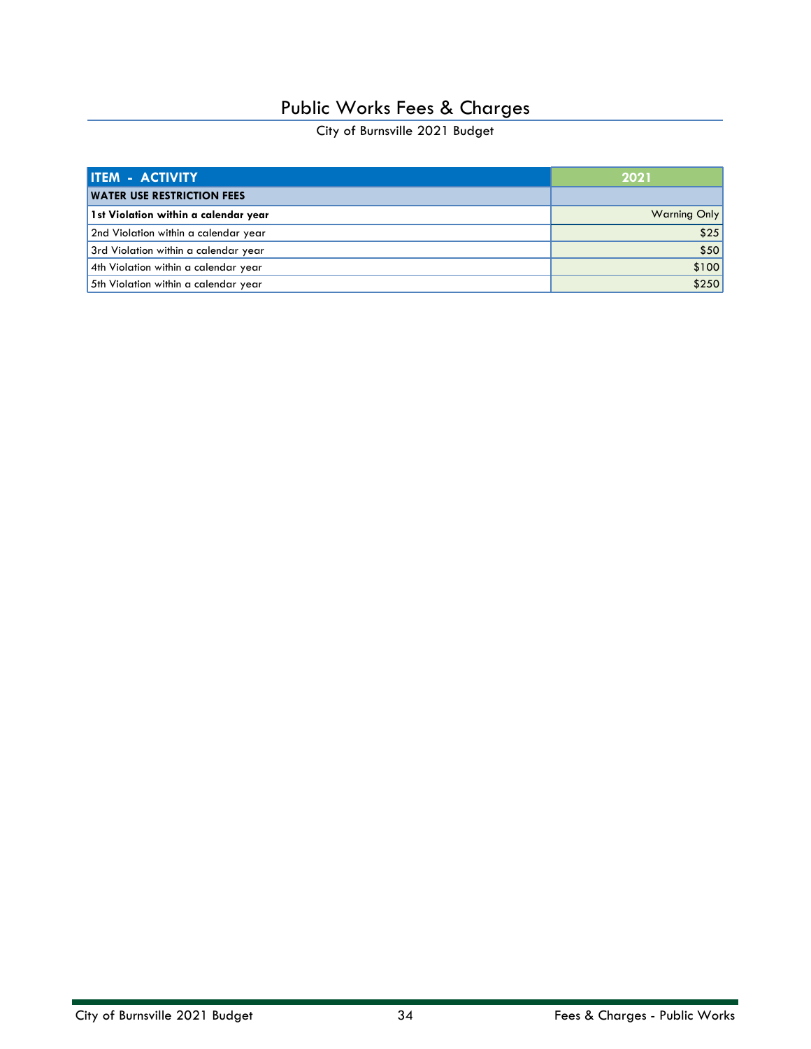# Public Works Fees & Charges

City of Burnsville 2021 Budget

| ITEM - ACTIVITY | 2021 |
|---|---|
| **WATER USE RESTRICTION FEES** | |
| **1st Violation within a calendar year** | Warning Only |
| 2nd Violation within a calendar year | $25 |
| 3rd Violation within a calendar year | $50 |
| 4th Violation within a calendar year | $100 |
| 5th Violation within a calendar year | $250 |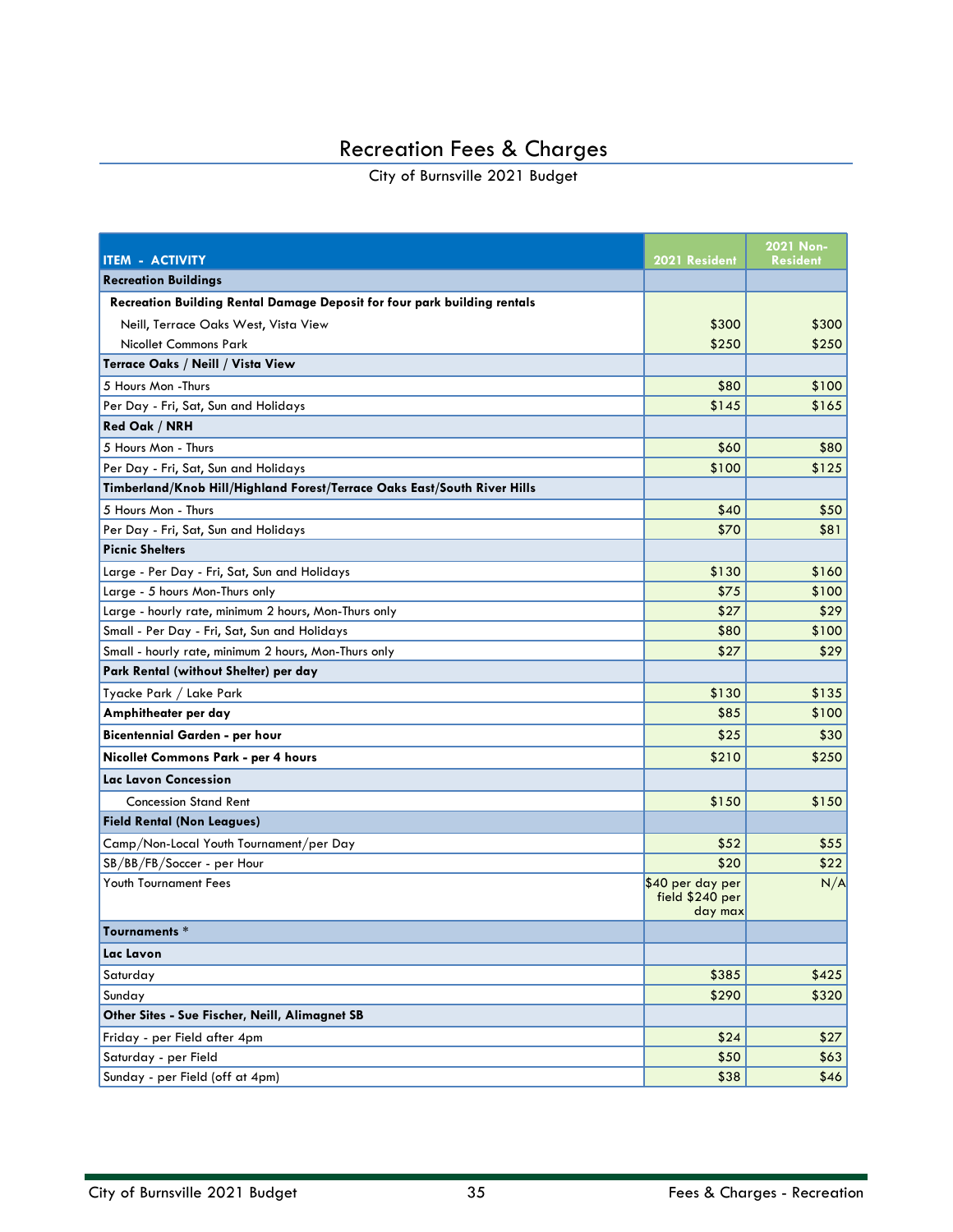# Recreation Fees & Charges

City of Burnsville 2021 Budget

| ITEM - ACTIVITY | 2021 Resident | 2021 Non-Resident |
|---|---|---|
| **Recreation Buildings** | | |
| **Recreation Building Rental Damage Deposit for four park building rentals** | | |
| Neill, Terrace Oaks West, Vista View | $300 | $300 |
| Nicollet Commons Park | $250 | $250 |
| **Terrace Oaks / Neill / Vista View** | | |
| 5 Hours Mon -Thurs | $80 | $100 |
| Per Day - Fri, Sat, Sun and Holidays | $145 | $165 |
| **Red Oak / NRH** | | |
| 5 Hours Mon - Thurs | $60 | $80 |
| Per Day - Fri, Sat, Sun and Holidays | $100 | $125 |
| **Timberland/Knob Hill/Highland Forest/Terrace Oaks East/South River Hills** | | |
| 5 Hours Mon - Thurs | $40 | $50 |
| Per Day - Fri, Sat, Sun and Holidays | $70 | $81 |
| **Picnic Shelters** | | |
| Large - Per Day - Fri, Sat, Sun and Holidays | $130 | $160 |
| Large - 5 hours Mon-Thurs only | $75 | $100 |
| Large - hourly rate, minimum 2 hours, Mon-Thurs only | $27 | $29 |
| Small - Per Day - Fri, Sat, Sun and Holidays | $80 | $100 |
| Small - hourly rate, minimum 2 hours, Mon-Thurs only | $27 | $29 |
| **Park Rental (without Shelter) per day** | | |
| Tyacke Park / Lake Park | $130 | $135 |
| **Amphitheater per day** | $85 | $100 |
| **Bicentennial Garden - per hour** | $25 | $30 |
| **Nicollet Commons Park - per 4 hours** | $210 | $250 |
| **Lac Lavon Concession** | | |
| Concession Stand Rent | $150 | $150 |
| **Field Rental (Non Leagues)** | | |
| Camp/Non-Local Youth Tournament/per Day | $52 | $55 |
| SB/BB/FB/Soccer - per Hour | $20 | $22 |
| Youth Tournament Fees | $40 per day per field $240 per day max | N/A |
| **Tournaments** * | | |
| **Lac Lavon** | | |
| Saturday | $385 | $425 |
| Sunday | $290 | $320 |
| **Other Sites - Sue Fischer, Neill, Alimagnet SB** | | |
| Friday - per Field after 4pm | $24 | $27 |
| Saturday - per Field | $50 | $63 |
| Sunday - per Field (off at 4pm) | $38 | $46 |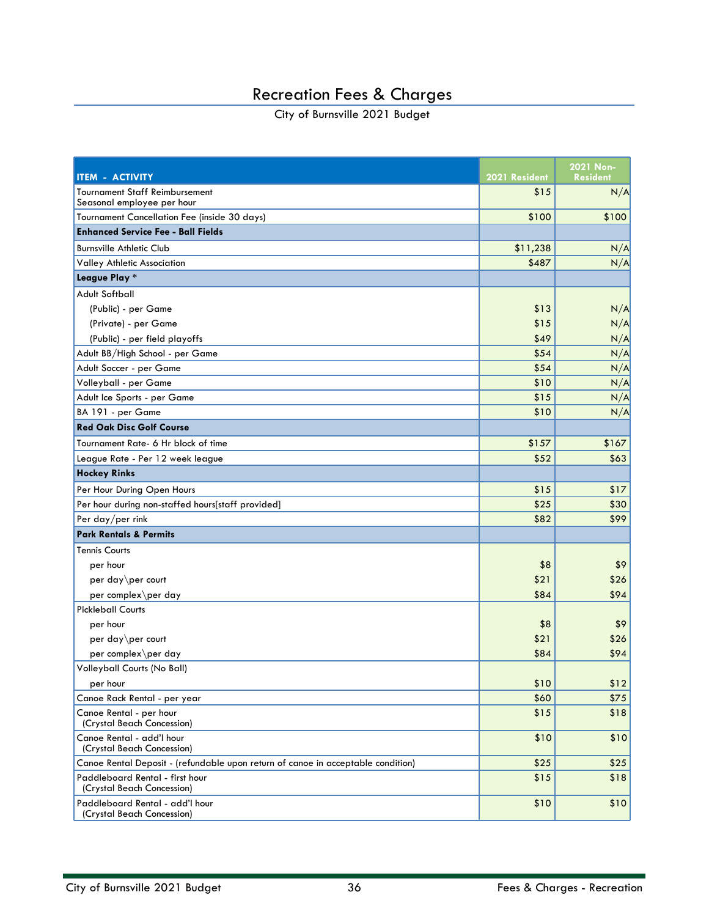# Recreation Fees & Charges

City of Burnsville 2021 Budget

| ITEM - ACTIVITY | 2021 Resident | 2021 Non-Resident |
|---|---|---|
| Tournament Staff Reimbursement<br>Seasonal employee per hour | $15 | N/A |
| Tournament Cancellation Fee (inside 30 days) | $100 | $100 |
| **Enhanced Service Fee - Ball Fields** | | |
| Burnsville Athletic Club | $11,238 | N/A |
| Valley Athletic Association | $487 | N/A |
| **League Play** * | | |
| Adult Softball | | |
| (Public) - per Game | $13 | N/A |
| (Private) - per Game | $15 | N/A |
| (Public) - per field playoffs | $49 | N/A |
| Adult BB/High School - per Game | $54 | N/A |
| Adult Soccer - per Game | $54 | N/A |
| Volleyball - per Game | $10 | N/A |
| Adult Ice Sports - per Game | $15 | N/A |
| BA 191 - per Game | $10 | N/A |
| **Red Oak Disc Golf Course** | | |
| Tournament Rate- 6 Hr block of time | $157 | $167 |
| League Rate - Per 12 week league | $52 | $63 |
| **Hockey Rinks** | | |
| Per Hour During Open Hours | $15 | $17 |
| Per hour during non-staffed hours[staff provided] | $25 | $30 |
| Per day/per rink | $82 | $99 |
| **Park Rentals & Permits** | | |
| Tennis Courts | | |
| per hour | $8 | $9 |
| per day\per court | $21 | $26 |
| per complex\per day | $84 | $94 |
| Pickleball Courts | | |
| per hour | $8 | $9 |
| per day\per court | $21 | $26 |
| per complex\per day | $84 | $94 |
| Volleyball Courts (No Ball) | | |
| per hour | $10 | $12 |
| Canoe Rack Rental - per year | $60 | $75 |
| Canoe Rental - per hour<br>(Crystal Beach Concession) | $15 | $18 |
| Canoe Rental - add'l hour<br>(Crystal Beach Concession) | $10 | $10 |
| Canoe Rental Deposit - (refundable upon return of canoe in acceptable condition) | $25 | $25 |
| Paddleboard Rental - first hour<br>(Crystal Beach Concession) | $15 | $18 |
| Paddleboard Rental - add'l hour<br>(Crystal Beach Concession) | $10 | $10 |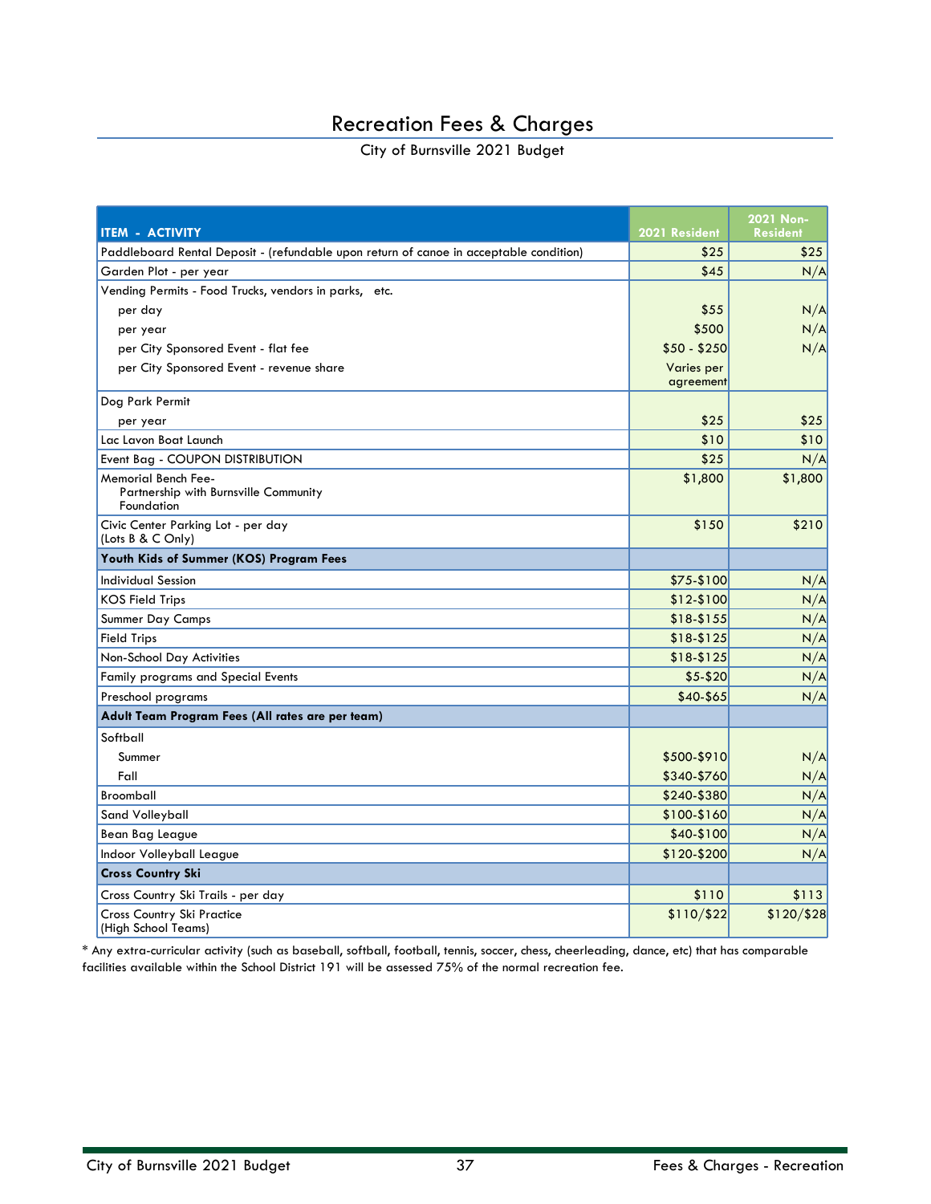# Recreation Fees & Charges

City of Burnsville 2021 Budget

| ITEM - ACTIVITY | 2021 Resident | 2021 Non-Resident |
|---|---|---|
| Paddleboard Rental Deposit - (refundable upon return of canoe in acceptable condition) | $25 | $25 |
| Garden Plot - per year | $45 | N/A |
| Vending Permits - Food Trucks, vendors in parks, etc. | | |
| per day | $55 | N/A |
| per year | $500 | N/A |
| per City Sponsored Event - flat fee | $50 - $250 | N/A |
| per City Sponsored Event - revenue share | Varies per agreement | |
| Dog Park Permit | | |
| per year | $25 | $25 |
| Lac Lavon Boat Launch | $10 | $10 |
| Event Bag - COUPON DISTRIBUTION | $25 | N/A |
| Memorial Bench Fee- Partnership with Burnsville Community Foundation | $1,800 | $1,800 |
| Civic Center Parking Lot - per day (Lots B & C Only) | $150 | $210 |
| **Youth Kids of Summer (KOS) Program Fees** | | |
| Individual Session | $75-$100 | N/A |
| KOS Field Trips | $12-$100 | N/A |
| Summer Day Camps | $18-$155 | N/A |
| Field Trips | $18-$125 | N/A |
| Non-School Day Activities | $18-$125 | N/A |
| Family programs and Special Events | $5-$20 | N/A |
| Preschool programs | $40-$65 | N/A |
| **Adult Team Program Fees (All rates are per team)** | | |
| Softball | | |
| Summer | $500-$910 | N/A |
| Fall | $340-$760 | N/A |
| Broomball | $240-$380 | N/A |
| Sand Volleyball | $100-$160 | N/A |
| Bean Bag League | $40-$100 | N/A |
| Indoor Volleyball League | $120-$200 | N/A |
| **Cross Country Ski** | | |
| Cross Country Ski Trails - per day | $110 | $113 |
| Cross Country Ski Practice (High School Teams) | $110/$22 | $120/$28 |

* Any extra-curricular activity (such as baseball, softball, football, tennis, soccer, chess, cheerleading, dance, etc) that has comparable facilities available within the School District 191 will be assessed 75% of the normal recreation fee.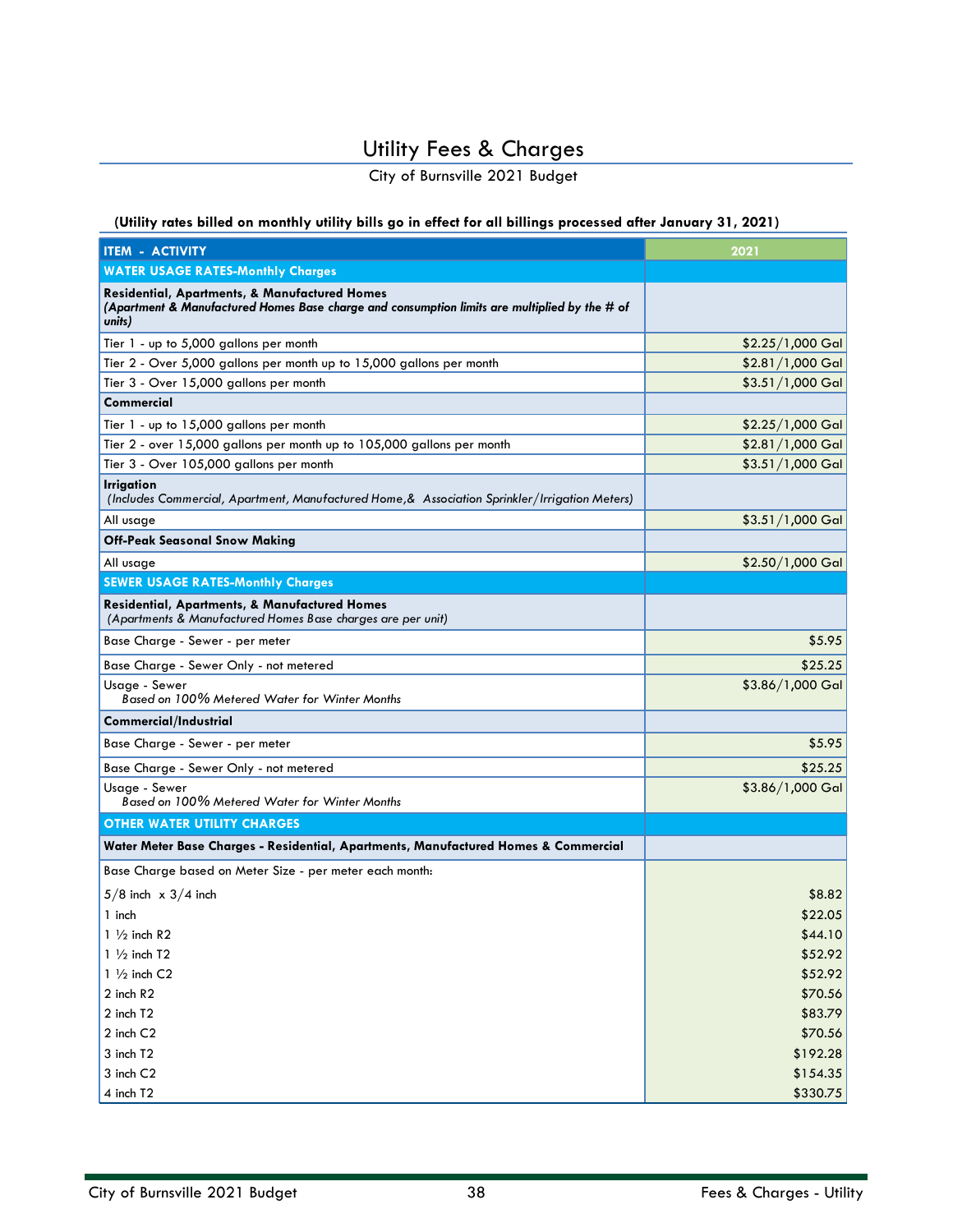# Utility Fees & Charges

City of Burnsville 2021 Budget

**(Utility rates billed on monthly utility bills go in effect for all billings processed after January 31, 2021)**

| ITEM - ACTIVITY | 2021 |
|---|---|
| **WATER USAGE RATES-Monthly Charges** | |
| **Residential, Apartments, & Manufactured Homes** *(Apartment & Manufactured Homes Base charge and consumption limits are multiplied by the # of units)* | |
| Tier 1 - up to 5,000 gallons per month | $2.25/1,000 Gal |
| Tier 2 - Over 5,000 gallons per month up to 15,000 gallons per month | $2.81/1,000 Gal |
| Tier 3 - Over 15,000 gallons per month | $3.51/1,000 Gal |
| **Commercial** | |
| Tier 1 - up to 15,000 gallons per month | $2.25/1,000 Gal |
| Tier 2 - over 15,000 gallons per month up to 105,000 gallons per month | $2.81/1,000 Gal |
| Tier 3 - Over 105,000 gallons per month | $3.51/1,000 Gal |
| **Irrigation** *(Includes Commercial, Apartment, Manufactured Home,& Association Sprinkler/Irrigation Meters)* | |
| All usage | $3.51/1,000 Gal |
| **Off-Peak Seasonal Snow Making** | |
| All usage | $2.50/1,000 Gal |
| **SEWER USAGE RATES-Monthly Charges** | |
| **Residential, Apartments, & Manufactured Homes** *(Apartments & Manufactured Homes Base charges are per unit)* | |
| Base Charge - Sewer - per meter | $5.95 |
| Base Charge - Sewer Only - not metered | $25.25 |
| Usage - Sewer *Based on 100% Metered Water for Winter Months* | $3.86/1,000 Gal |
| **Commercial/Industrial** | |
| Base Charge - Sewer - per meter | $5.95 |
| Base Charge - Sewer Only - not metered | $25.25 |
| Usage - Sewer *Based on 100% Metered Water for Winter Months* | $3.86/1,000 Gal |
| **OTHER WATER UTILITY CHARGES** | |
| **Water Meter Base Charges - Residential, Apartments, Manufactured Homes & Commercial** | |
| Base Charge based on Meter Size - per meter each month: | |
| 5/8 inch x 3/4 inch | $8.82 |
| 1 inch | $22.05 |
| 1 ½ inch R2 | $44.10 |
| 1 ½ inch T2 | $52.92 |
| 1 ½ inch C2 | $52.92 |
| 2 inch R2 | $70.56 |
| 2 inch T2 | $83.79 |
| 2 inch C2 | $70.56 |
| 3 inch T2 | $192.28 |
| 3 inch C2 | $154.35 |
| 4 inch T2 | $330.75 |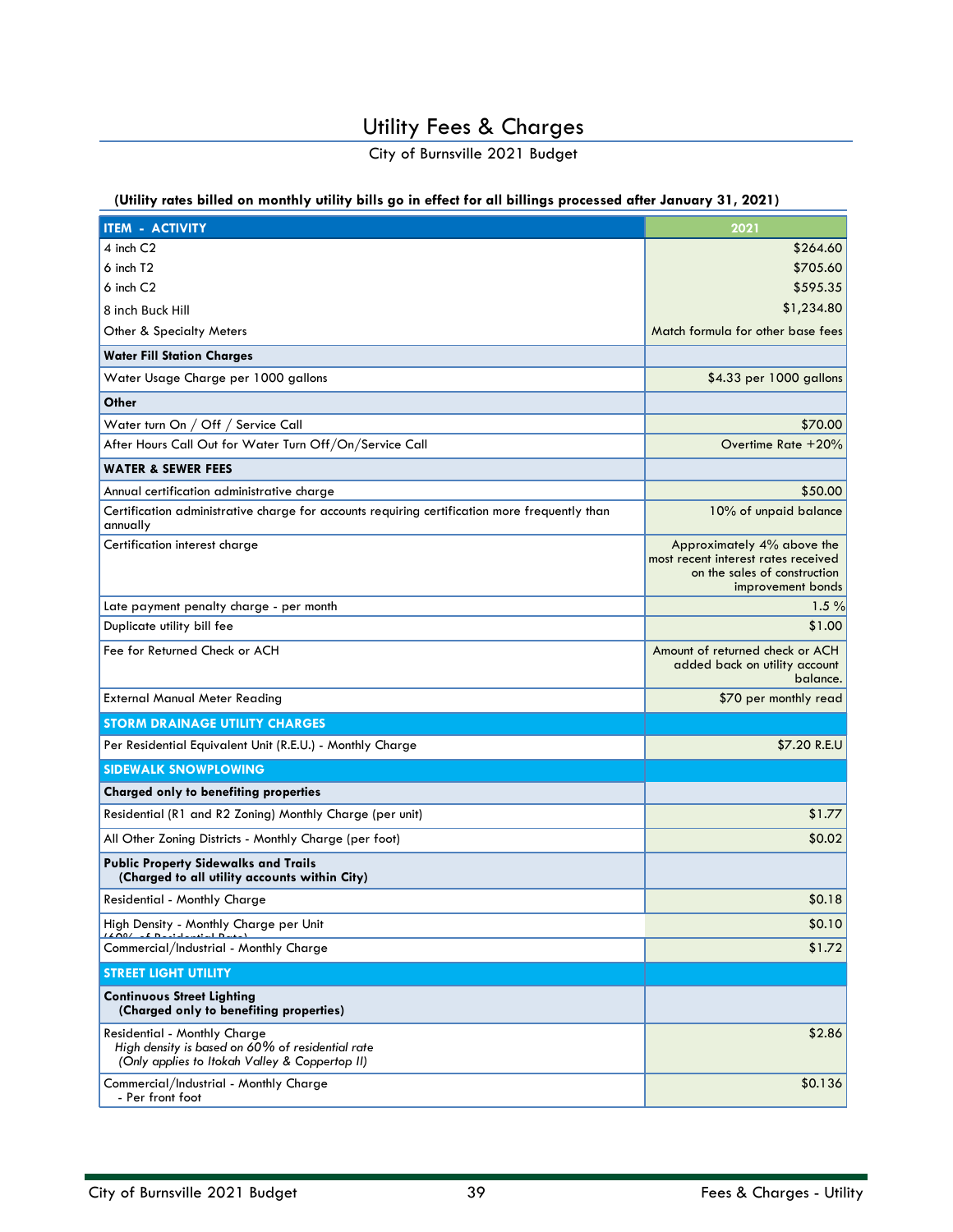# Utility Fees & Charges

City of Burnsville 2021 Budget

**(Utility rates billed on monthly utility bills go in effect for all billings processed after January 31, 2021)**

| ITEM - ACTIVITY | 2021 |
|---|---|
| 4 inch C2 | $264.60 |
| 6 inch T2 | $705.60 |
| 6 inch C2 | $595.35 |
| 8 inch Buck Hill | $1,234.80 |
| Other & Specialty Meters | Match formula for other base fees |
| **Water Fill Station Charges** | |
| Water Usage Charge per 1000 gallons | $4.33 per 1000 gallons |
| **Other** | |
| Water turn On / Off / Service Call | $70.00 |
| After Hours Call Out for Water Turn Off/On/Service Call | Overtime Rate +20% |
| **WATER & SEWER FEES** | |
| Annual certification administrative charge | $50.00 |
| Certification administrative charge for accounts requiring certification more frequently than annually | 10% of unpaid balance |
| Certification interest charge | Approximately 4% above the most recent interest rates received on the sales of construction improvement bonds |
| Late payment penalty charge - per month | 1.5 % |
| Duplicate utility bill fee | $1.00 |
| Fee for Returned Check or ACH | Amount of returned check or ACH added back on utility account balance. |
| External Manual Meter Reading | $70 per monthly read |
| **STORM DRAINAGE UTILITY CHARGES** | |
| Per Residential Equivalent Unit (R.E.U.) - Monthly Charge | $7.20 R.E.U |
| **SIDEWALK SNOWPLOWING** | |
| **Charged only to benefiting properties** | |
| Residential (R1 and R2 Zoning) Monthly Charge (per unit) | $1.77 |
| All Other Zoning Districts - Monthly Charge (per foot) | $0.02 |
| **Public Property Sidewalks and Trails (Charged to all utility accounts within City)** | |
| Residential - Monthly Charge | $0.18 |
| High Density - Monthly Charge per Unit (60% of Residential Rate) | $0.10 |
| Commercial/Industrial - Monthly Charge | $1.72 |
| **STREET LIGHT UTILITY** | |
| **Continuous Street Lighting (Charged only to benefiting properties)** | |
| Residential - Monthly Charge *High density is based on 60% of residential rate (Only applies to Itokah Valley & Coppertop II)* | $2.86 |
| Commercial/Industrial - Monthly Charge - Per front foot | $0.136 |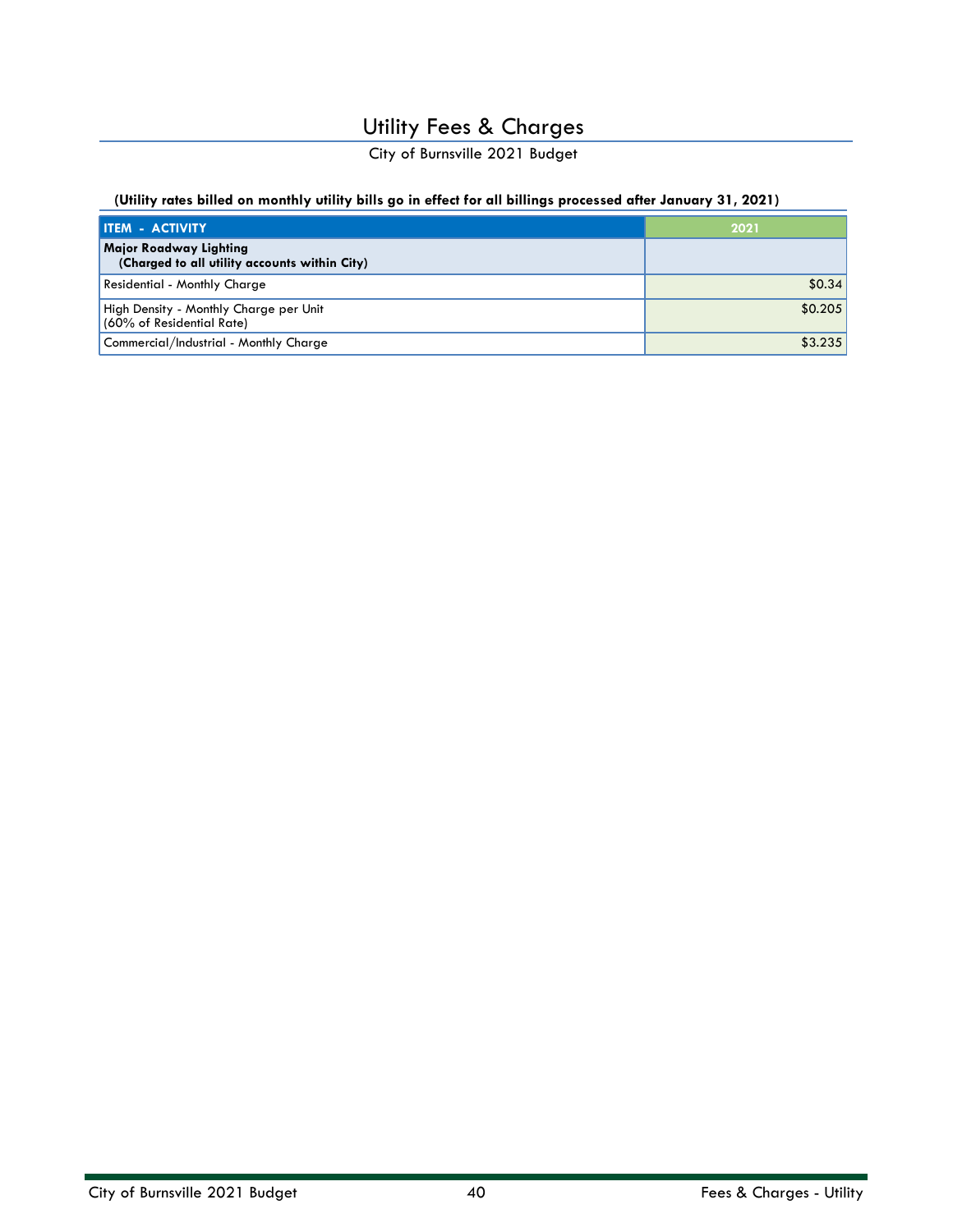# Utility Fees & Charges

City of Burnsville 2021 Budget

**(Utility rates billed on monthly utility bills go in effect for all billings processed after January 31, 2021)**

| ITEM - ACTIVITY | 2021 |
|---|---|
| **Major Roadway Lighting (Charged to all utility accounts within City)** | |
| Residential - Monthly Charge | $0.34 |
| High Density - Monthly Charge per Unit (60% of Residential Rate) | $0.205 |
| Commercial/Industrial - Monthly Charge | $3.235 |